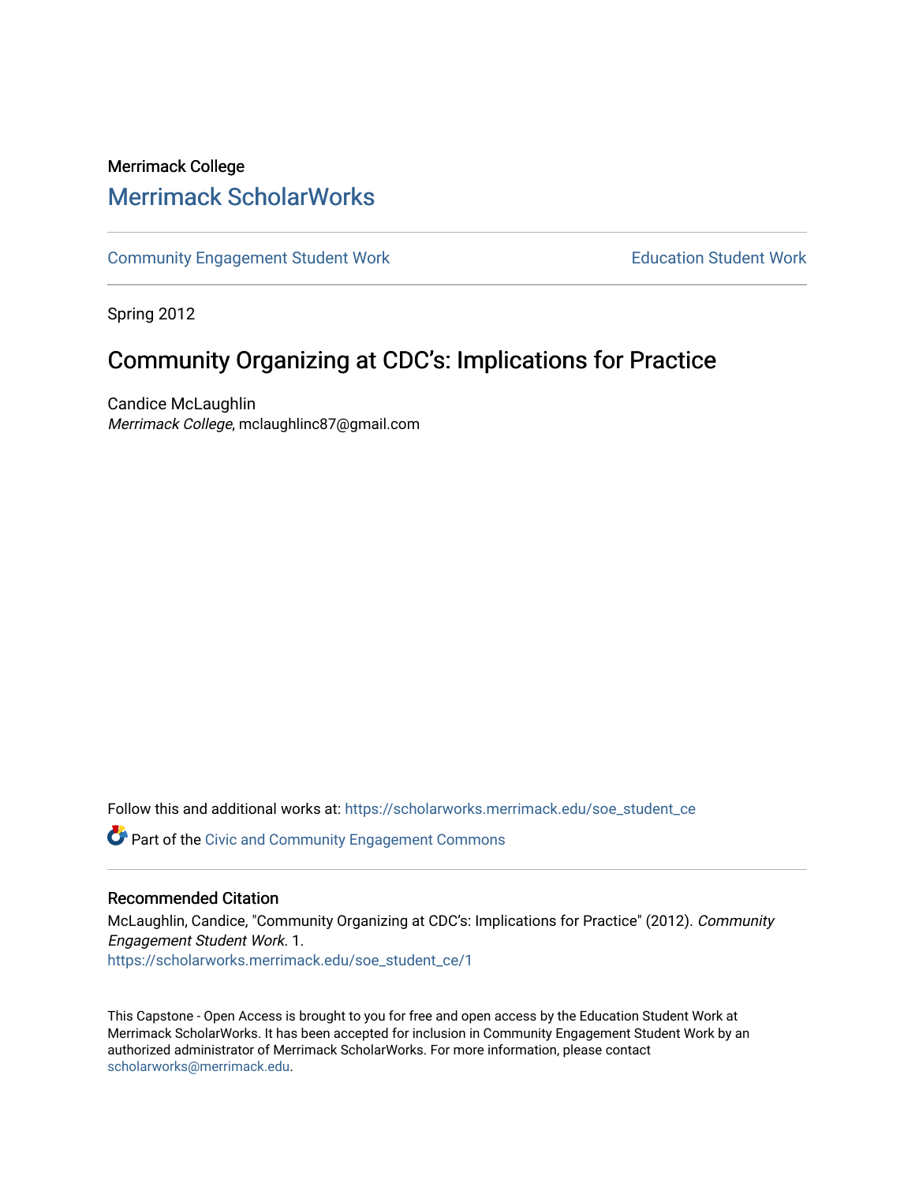Merrimack College

## Merrimack ScholarWorks

Community Engagement Student Work | Education Student Work

Spring 2012

# Community Organizing at CDC's: Implications for Practice

Candice McLaughlin
*Merrimack College*, mclaughlinc87@gmail.com

Follow this and additional works at: https://scholarworks.merrimack.edu/soe_student_ce

Part of the Civic and Community Engagement Commons

### Recommended Citation

McLaughlin, Candice, "Community Organizing at CDC's: Implications for Practice" (2012). *Community Engagement Student Work*. 1.
https://scholarworks.merrimack.edu/soe_student_ce/1

This Capstone - Open Access is brought to you for free and open access by the Education Student Work at Merrimack ScholarWorks. It has been accepted for inclusion in Community Engagement Student Work by an authorized administrator of Merrimack ScholarWorks. For more information, please contact scholarworks@merrimack.edu.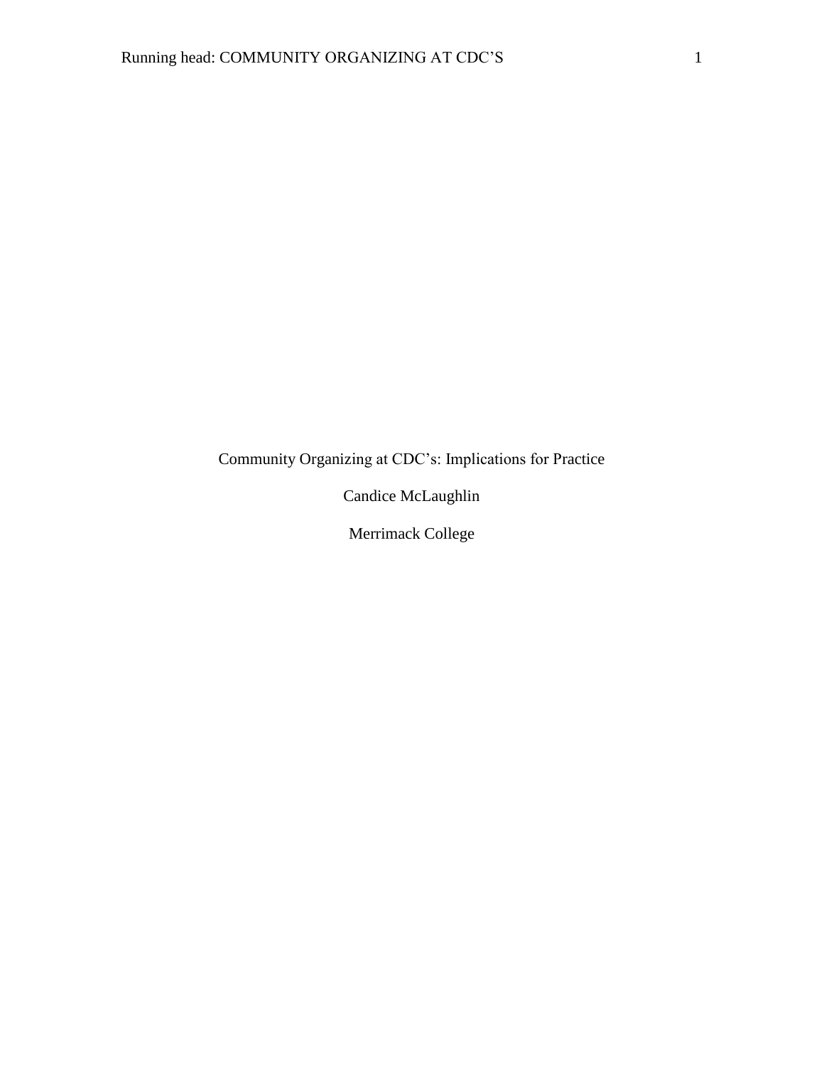Community Organizing at CDC's: Implications for Practice

Candice McLaughlin

Merrimack College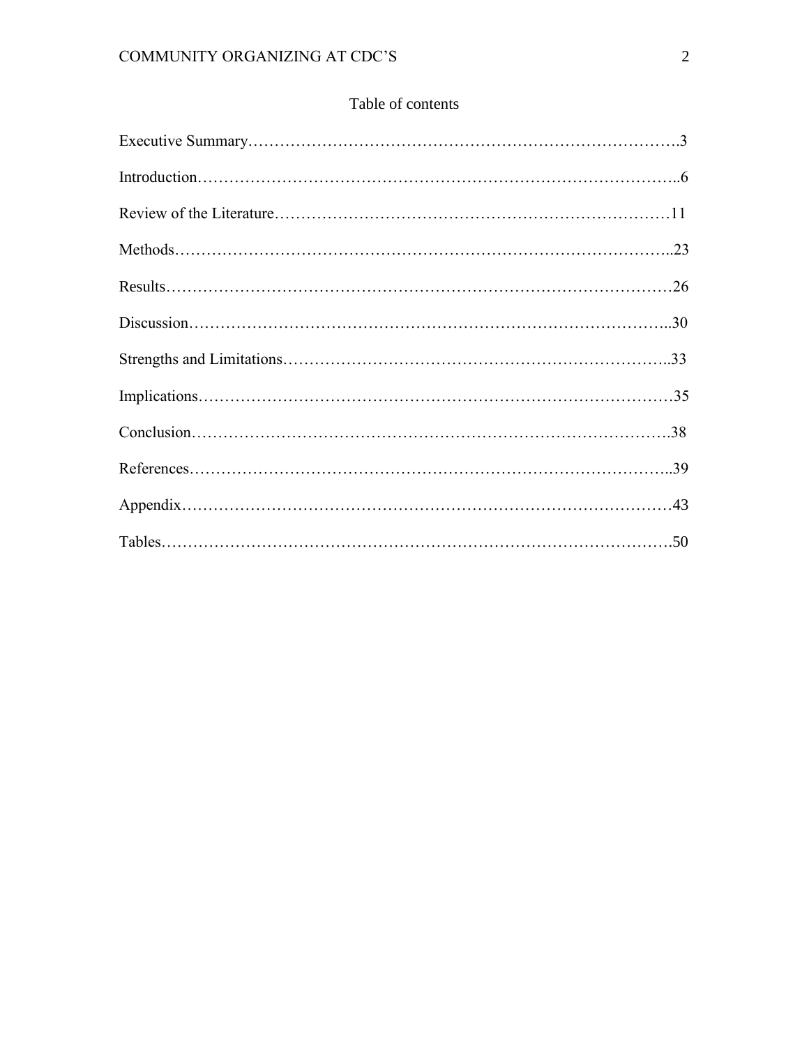# Table of contents

Executive Summary……………………………………………………………………….3

Introduction………………………………………………………………………………..6

Review of the Literature…………………………………………………………………11

Methods……………………………………………………………………………………..23

Results………………………………………………………………………………………26

Discussion…………………………………………………………………………………..30

Strengths and Limitations………………………………………………………………..33

Implications…………………………………………………………………………………35

Conclusion…………………………………………………………………………………..38

References…………………………………………………………………………………..39

Appendix…………………………………………………………………………………….43

Tables………………………………………………………………………………………..50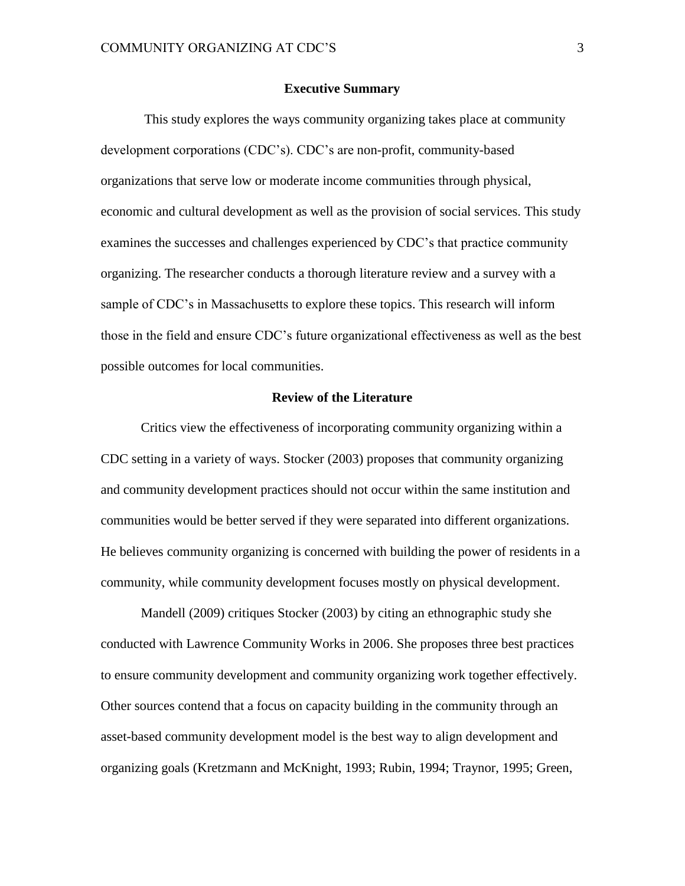## Executive Summary

This study explores the ways community organizing takes place at community development corporations (CDC's). CDC's are non-profit, community-based organizations that serve low or moderate income communities through physical, economic and cultural development as well as the provision of social services. This study examines the successes and challenges experienced by CDC's that practice community organizing. The researcher conducts a thorough literature review and a survey with a sample of CDC's in Massachusetts to explore these topics. This research will inform those in the field and ensure CDC's future organizational effectiveness as well as the best possible outcomes for local communities.

## Review of the Literature

Critics view the effectiveness of incorporating community organizing within a CDC setting in a variety of ways. Stocker (2003) proposes that community organizing and community development practices should not occur within the same institution and communities would be better served if they were separated into different organizations. He believes community organizing is concerned with building the power of residents in a community, while community development focuses mostly on physical development.

Mandell (2009) critiques Stocker (2003) by citing an ethnographic study she conducted with Lawrence Community Works in 2006. She proposes three best practices to ensure community development and community organizing work together effectively. Other sources contend that a focus on capacity building in the community through an asset-based community development model is the best way to align development and organizing goals (Kretzmann and McKnight, 1993; Rubin, 1994; Traynor, 1995; Green,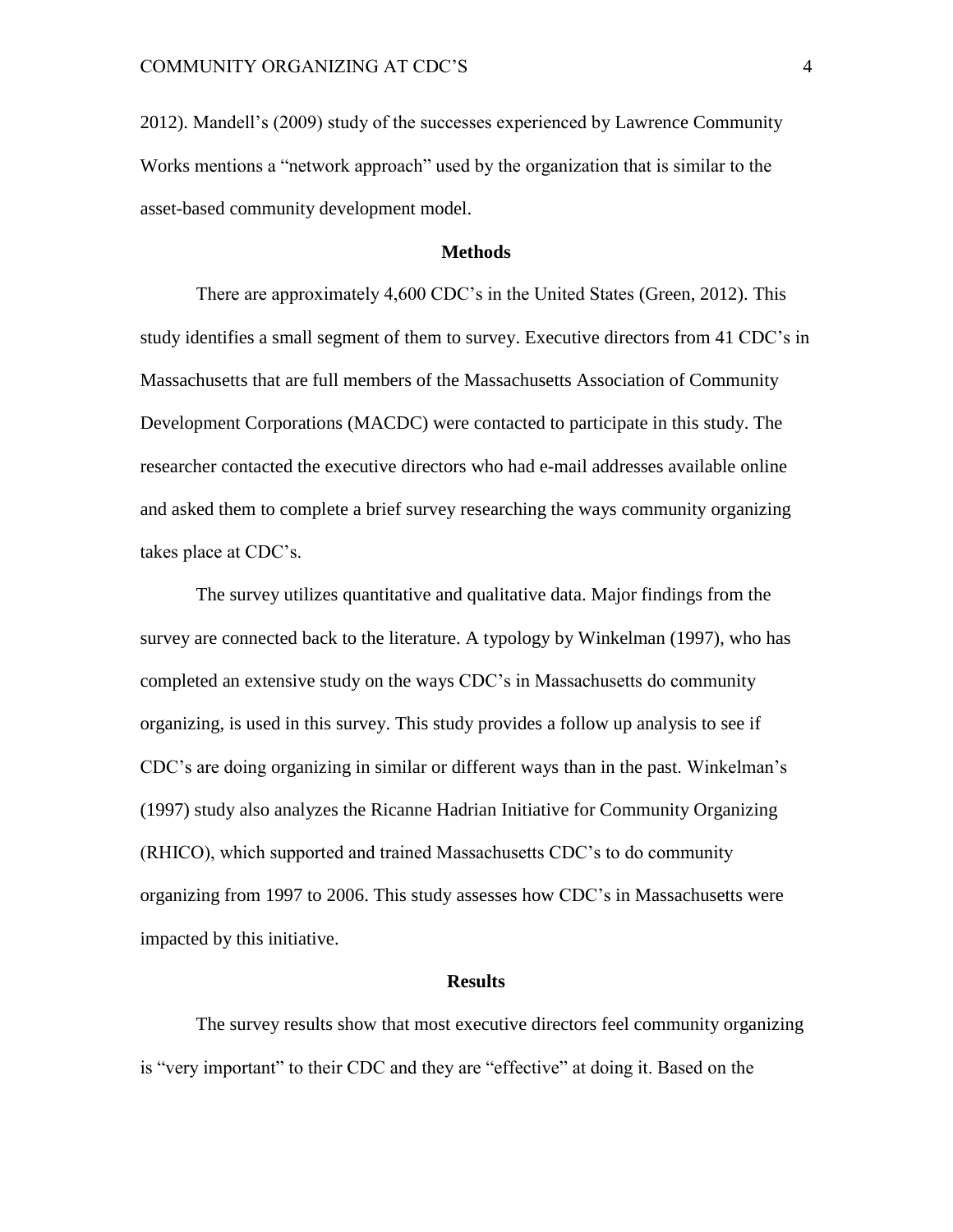2012). Mandell's (2009) study of the successes experienced by Lawrence Community Works mentions a "network approach" used by the organization that is similar to the asset-based community development model.

## Methods

There are approximately 4,600 CDC's in the United States (Green, 2012). This study identifies a small segment of them to survey. Executive directors from 41 CDC's in Massachusetts that are full members of the Massachusetts Association of Community Development Corporations (MACDC) were contacted to participate in this study. The researcher contacted the executive directors who had e-mail addresses available online and asked them to complete a brief survey researching the ways community organizing takes place at CDC's.

The survey utilizes quantitative and qualitative data. Major findings from the survey are connected back to the literature. A typology by Winkelman (1997), who has completed an extensive study on the ways CDC's in Massachusetts do community organizing, is used in this survey. This study provides a follow up analysis to see if CDC's are doing organizing in similar or different ways than in the past. Winkelman's (1997) study also analyzes the Ricanne Hadrian Initiative for Community Organizing (RHICO), which supported and trained Massachusetts CDC's to do community organizing from 1997 to 2006. This study assesses how CDC's in Massachusetts were impacted by this initiative.

## Results

The survey results show that most executive directors feel community organizing is "very important" to their CDC and they are "effective" at doing it. Based on the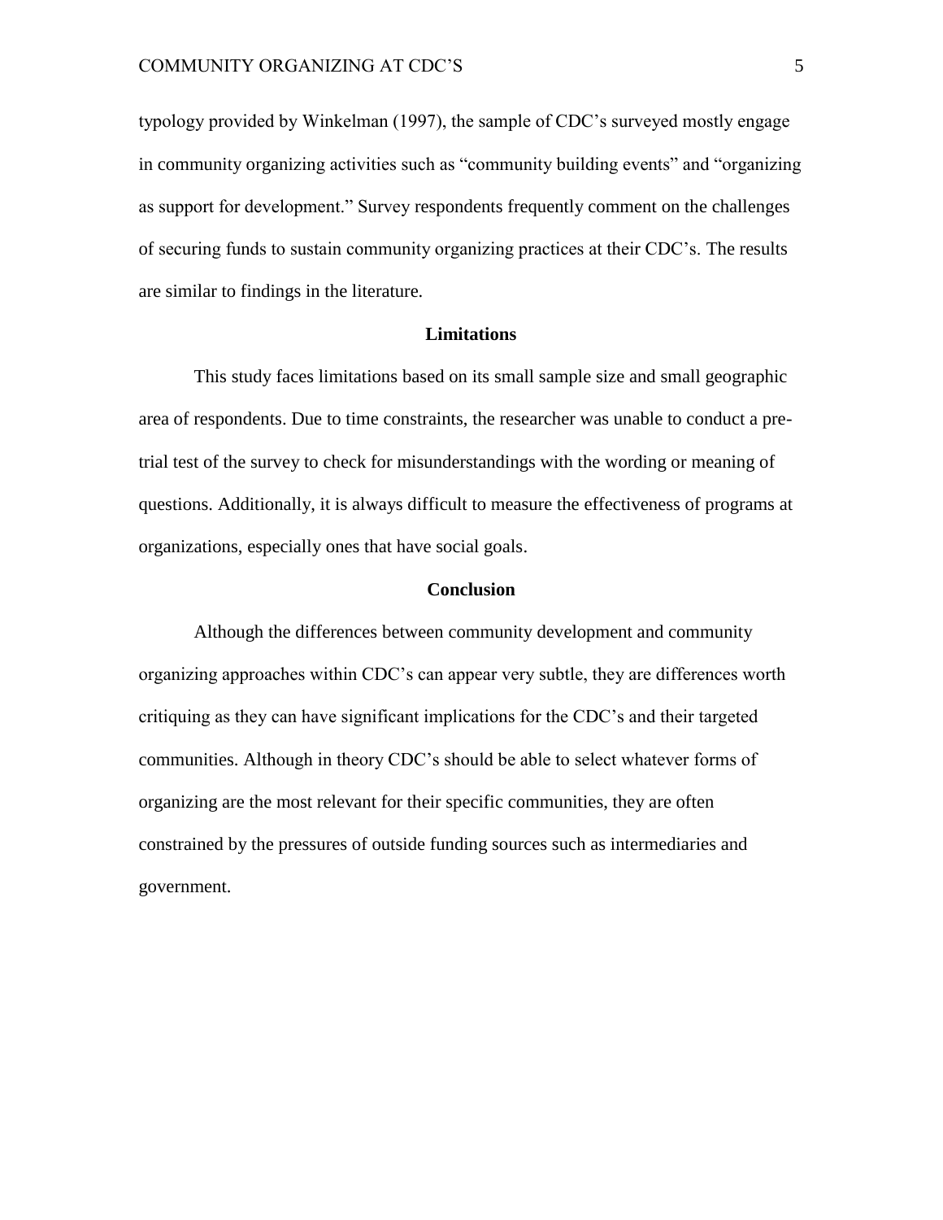typology provided by Winkelman (1997), the sample of CDC's surveyed mostly engage in community organizing activities such as "community building events" and "organizing as support for development." Survey respondents frequently comment on the challenges of securing funds to sustain community organizing practices at their CDC's. The results are similar to findings in the literature.

## Limitations

This study faces limitations based on its small sample size and small geographic area of respondents. Due to time constraints, the researcher was unable to conduct a pre-trial test of the survey to check for misunderstandings with the wording or meaning of questions. Additionally, it is always difficult to measure the effectiveness of programs at organizations, especially ones that have social goals.

## Conclusion

Although the differences between community development and community organizing approaches within CDC's can appear very subtle, they are differences worth critiquing as they can have significant implications for the CDC's and their targeted communities. Although in theory CDC's should be able to select whatever forms of organizing are the most relevant for their specific communities, they are often constrained by the pressures of outside funding sources such as intermediaries and government.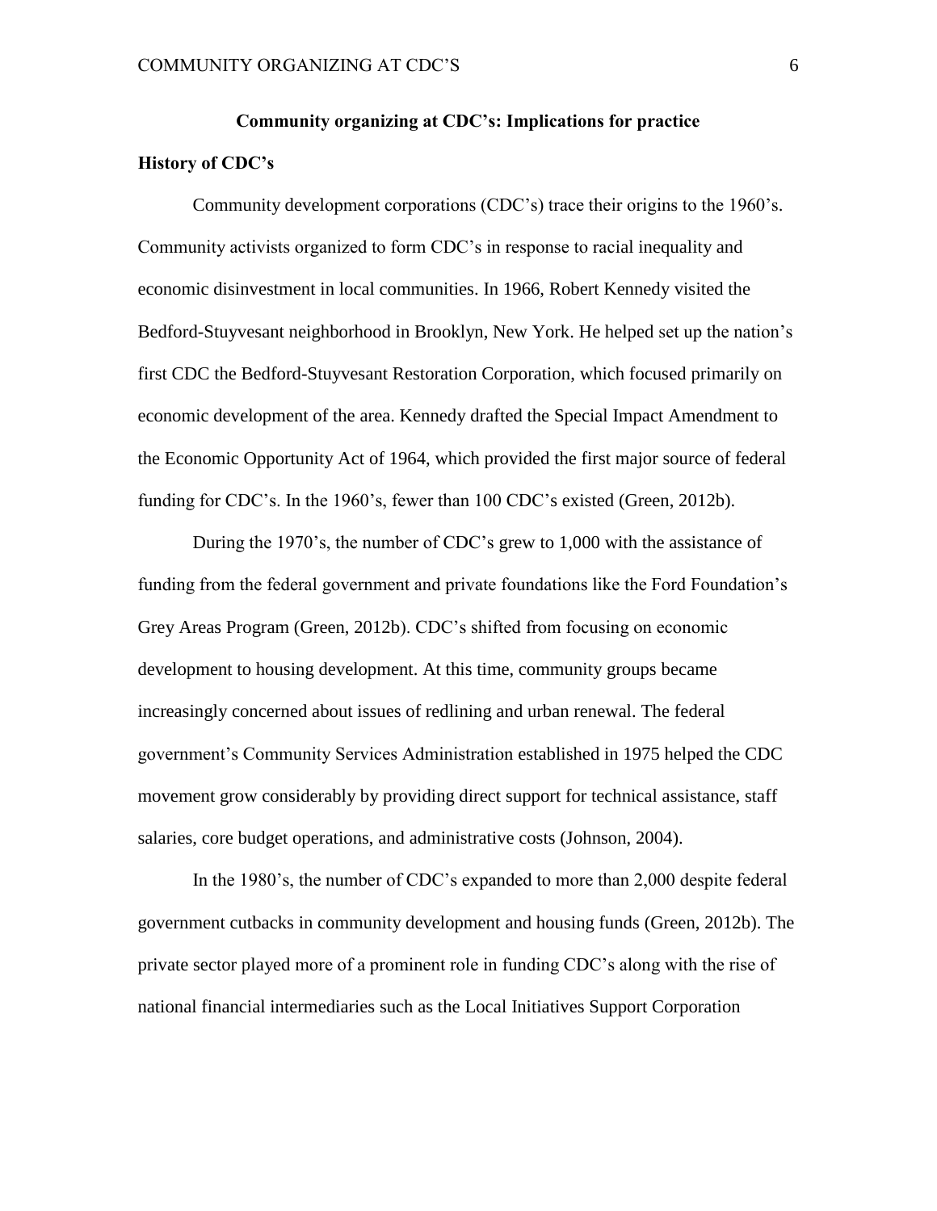## Community organizing at CDC's: Implications for practice

### History of CDC's

Community development corporations (CDC's) trace their origins to the 1960's. Community activists organized to form CDC's in response to racial inequality and economic disinvestment in local communities. In 1966, Robert Kennedy visited the Bedford-Stuyvesant neighborhood in Brooklyn, New York. He helped set up the nation's first CDC the Bedford-Stuyvesant Restoration Corporation, which focused primarily on economic development of the area. Kennedy drafted the Special Impact Amendment to the Economic Opportunity Act of 1964, which provided the first major source of federal funding for CDC's. In the 1960's, fewer than 100 CDC's existed (Green, 2012b).

During the 1970's, the number of CDC's grew to 1,000 with the assistance of funding from the federal government and private foundations like the Ford Foundation's Grey Areas Program (Green, 2012b). CDC's shifted from focusing on economic development to housing development. At this time, community groups became increasingly concerned about issues of redlining and urban renewal. The federal government's Community Services Administration established in 1975 helped the CDC movement grow considerably by providing direct support for technical assistance, staff salaries, core budget operations, and administrative costs (Johnson, 2004).

In the 1980's, the number of CDC's expanded to more than 2,000 despite federal government cutbacks in community development and housing funds (Green, 2012b). The private sector played more of a prominent role in funding CDC's along with the rise of national financial intermediaries such as the Local Initiatives Support Corporation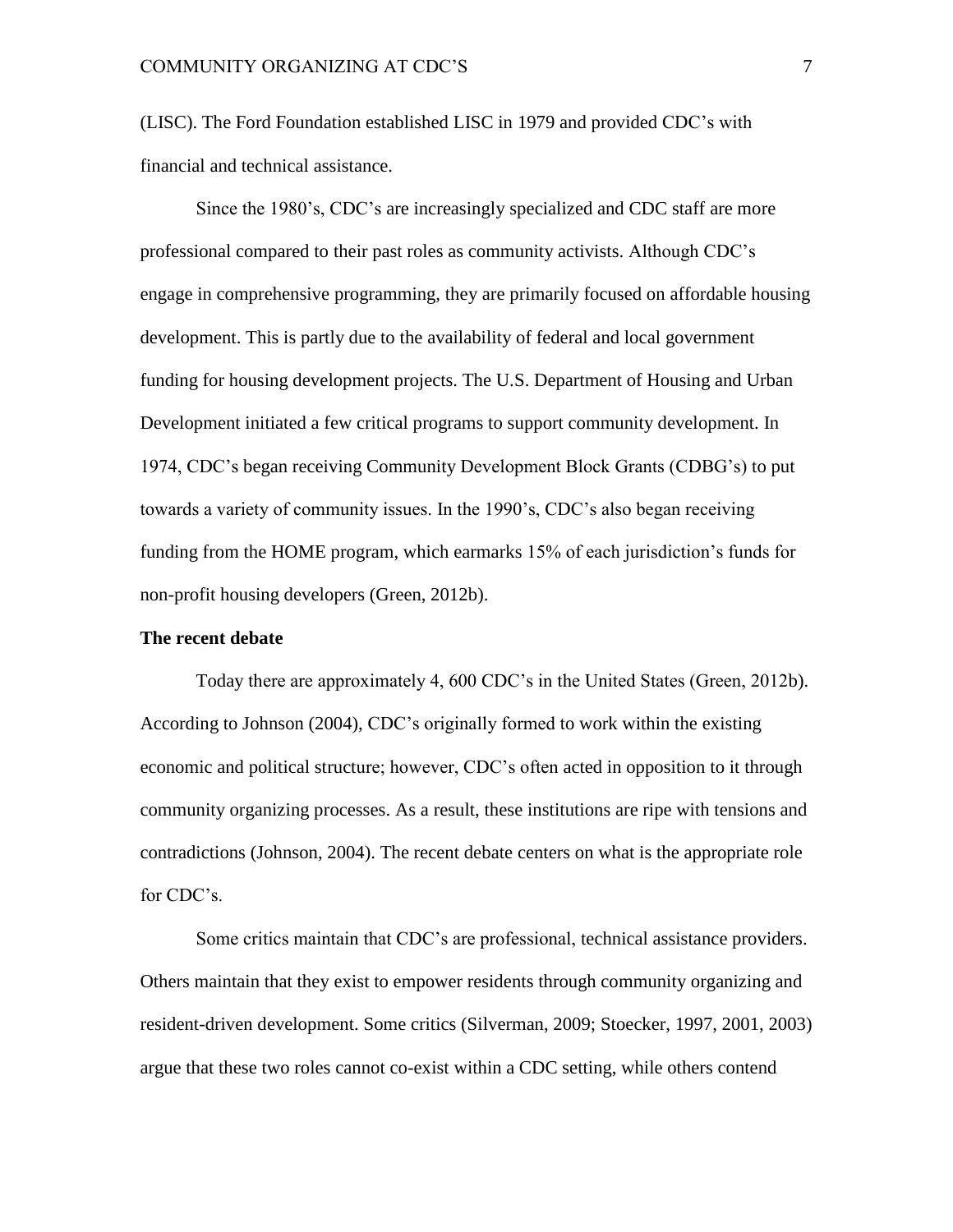(LISC). The Ford Foundation established LISC in 1979 and provided CDC's with financial and technical assistance.

Since the 1980's, CDC's are increasingly specialized and CDC staff are more professional compared to their past roles as community activists. Although CDC's engage in comprehensive programming, they are primarily focused on affordable housing development. This is partly due to the availability of federal and local government funding for housing development projects. The U.S. Department of Housing and Urban Development initiated a few critical programs to support community development. In 1974, CDC's began receiving Community Development Block Grants (CDBG's) to put towards a variety of community issues. In the 1990's, CDC's also began receiving funding from the HOME program, which earmarks 15% of each jurisdiction's funds for non-profit housing developers (Green, 2012b).

**The recent debate**

Today there are approximately 4, 600 CDC's in the United States (Green, 2012b). According to Johnson (2004), CDC's originally formed to work within the existing economic and political structure; however, CDC's often acted in opposition to it through community organizing processes. As a result, these institutions are ripe with tensions and contradictions (Johnson, 2004). The recent debate centers on what is the appropriate role for CDC's.

Some critics maintain that CDC's are professional, technical assistance providers. Others maintain that they exist to empower residents through community organizing and resident-driven development. Some critics (Silverman, 2009; Stoecker, 1997, 2001, 2003) argue that these two roles cannot co-exist within a CDC setting, while others contend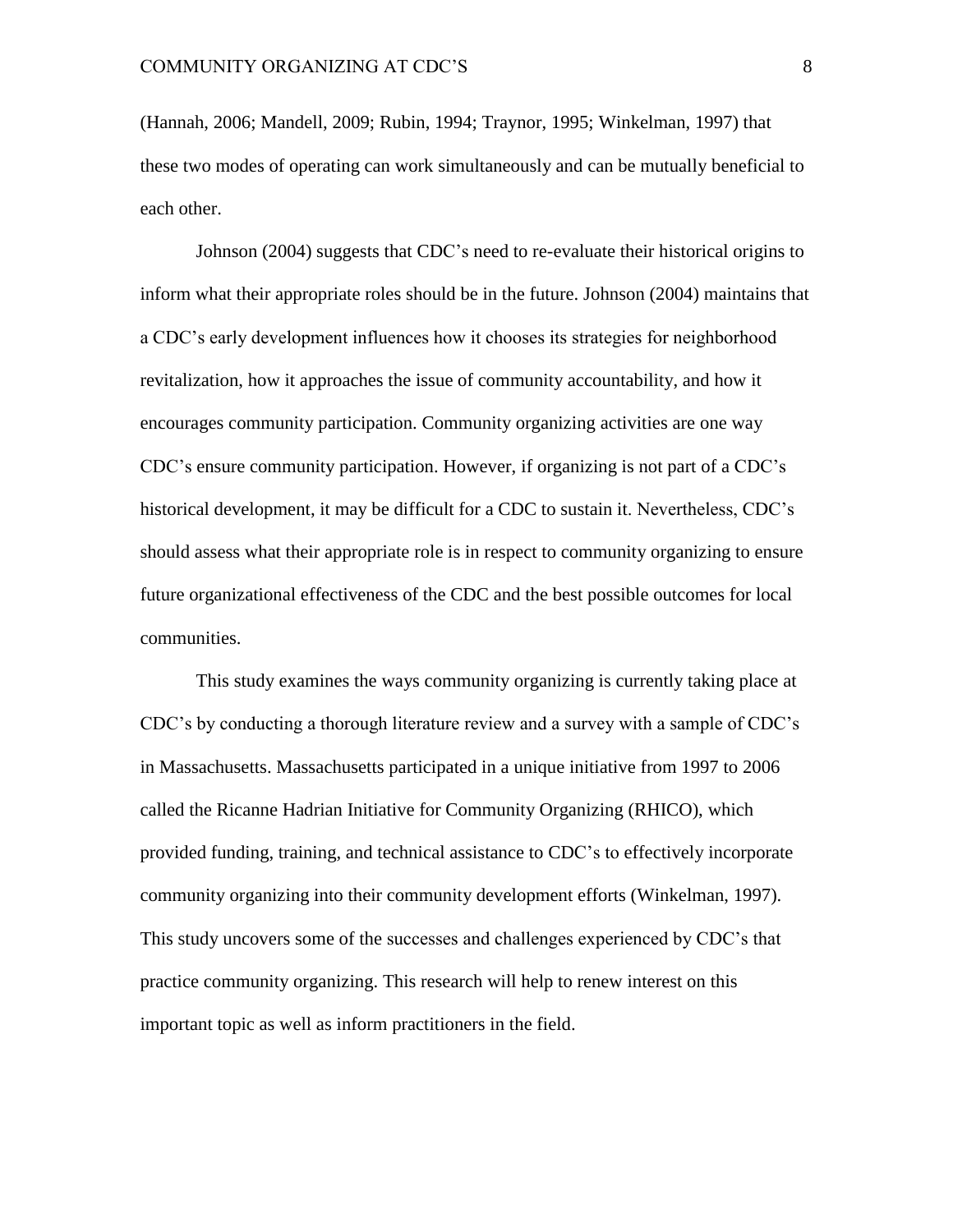(Hannah, 2006; Mandell, 2009; Rubin, 1994; Traynor, 1995; Winkelman, 1997) that these two modes of operating can work simultaneously and can be mutually beneficial to each other.

Johnson (2004) suggests that CDC's need to re-evaluate their historical origins to inform what their appropriate roles should be in the future. Johnson (2004) maintains that a CDC's early development influences how it chooses its strategies for neighborhood revitalization, how it approaches the issue of community accountability, and how it encourages community participation. Community organizing activities are one way CDC's ensure community participation. However, if organizing is not part of a CDC's historical development, it may be difficult for a CDC to sustain it. Nevertheless, CDC's should assess what their appropriate role is in respect to community organizing to ensure future organizational effectiveness of the CDC and the best possible outcomes for local communities.

This study examines the ways community organizing is currently taking place at CDC's by conducting a thorough literature review and a survey with a sample of CDC's in Massachusetts. Massachusetts participated in a unique initiative from 1997 to 2006 called the Ricanne Hadrian Initiative for Community Organizing (RHICO), which provided funding, training, and technical assistance to CDC's to effectively incorporate community organizing into their community development efforts (Winkelman, 1997). This study uncovers some of the successes and challenges experienced by CDC's that practice community organizing. This research will help to renew interest on this important topic as well as inform practitioners in the field.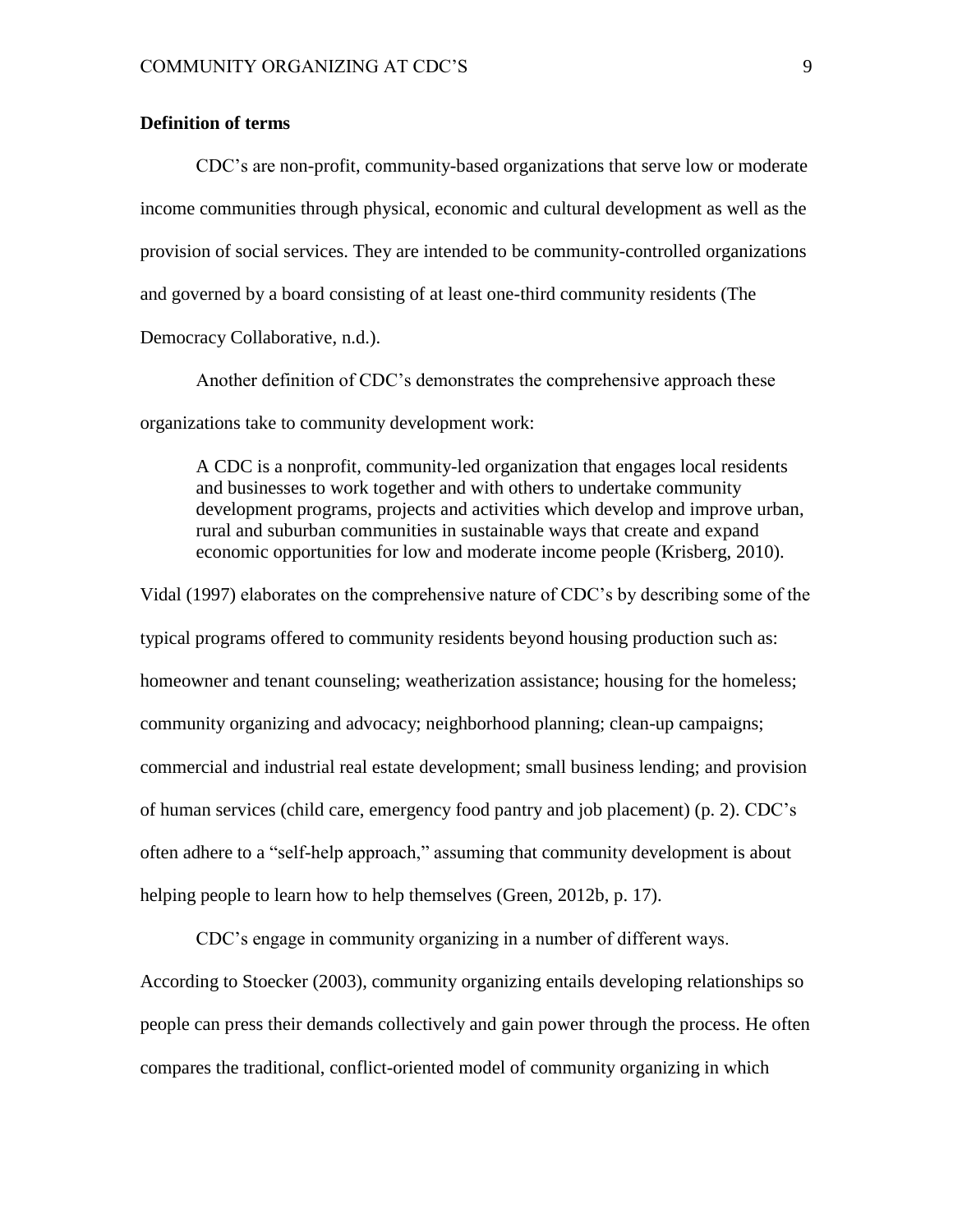**Definition of terms**

CDC's are non-profit, community-based organizations that serve low or moderate income communities through physical, economic and cultural development as well as the provision of social services. They are intended to be community-controlled organizations and governed by a board consisting of at least one-third community residents (The Democracy Collaborative, n.d.).

Another definition of CDC's demonstrates the comprehensive approach these organizations take to community development work:

> A CDC is a nonprofit, community-led organization that engages local residents and businesses to work together and with others to undertake community development programs, projects and activities which develop and improve urban, rural and suburban communities in sustainable ways that create and expand economic opportunities for low and moderate income people (Krisberg, 2010).

Vidal (1997) elaborates on the comprehensive nature of CDC's by describing some of the typical programs offered to community residents beyond housing production such as: homeowner and tenant counseling; weatherization assistance; housing for the homeless; community organizing and advocacy; neighborhood planning; clean-up campaigns; commercial and industrial real estate development; small business lending; and provision of human services (child care, emergency food pantry and job placement) (p. 2). CDC's often adhere to a "self-help approach," assuming that community development is about helping people to learn how to help themselves (Green, 2012b, p. 17).

CDC's engage in community organizing in a number of different ways. According to Stoecker (2003), community organizing entails developing relationships so people can press their demands collectively and gain power through the process. He often compares the traditional, conflict-oriented model of community organizing in which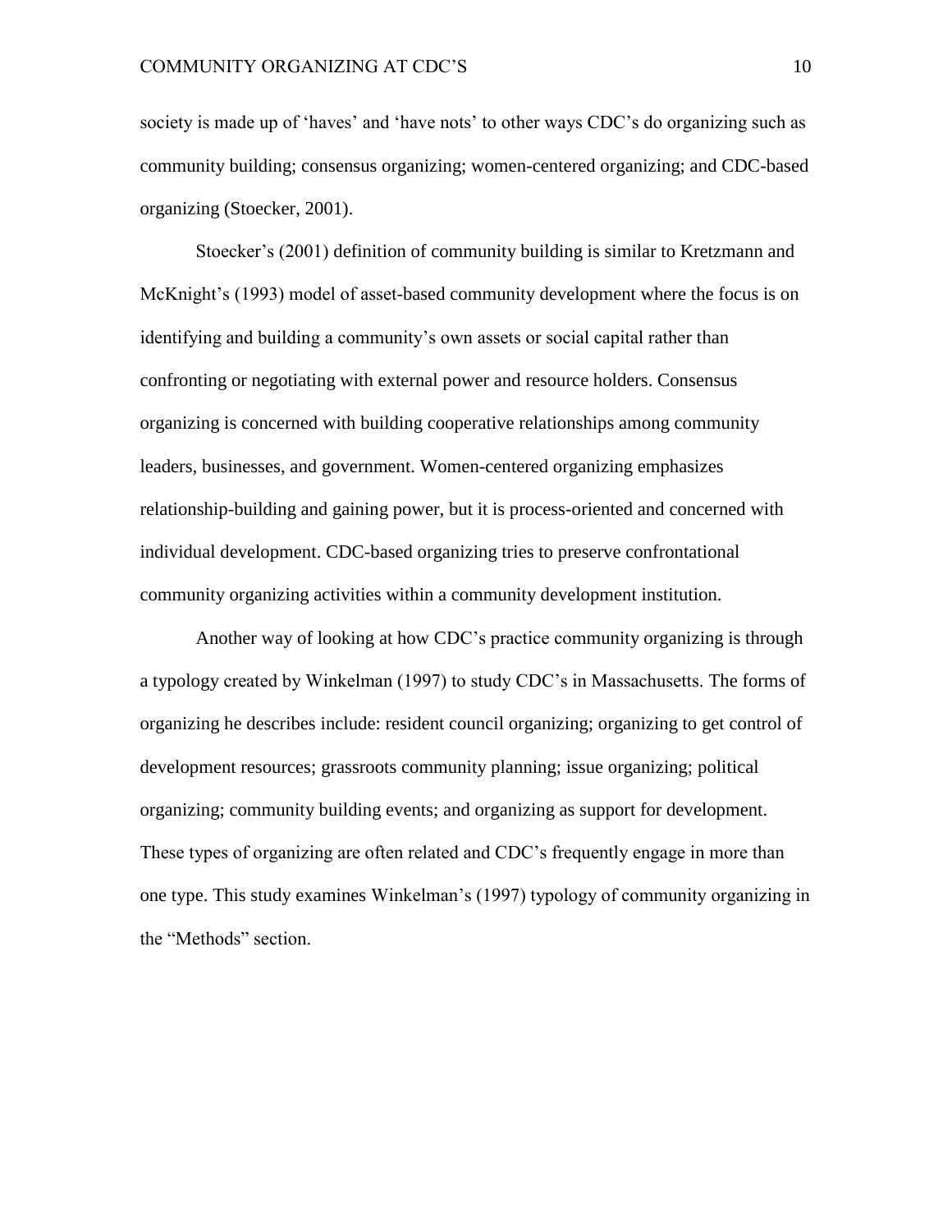society is made up of 'haves' and 'have nots' to other ways CDC's do organizing such as community building; consensus organizing; women-centered organizing; and CDC-based organizing (Stoecker, 2001).

Stoecker's (2001) definition of community building is similar to Kretzmann and McKnight's (1993) model of asset-based community development where the focus is on identifying and building a community's own assets or social capital rather than confronting or negotiating with external power and resource holders. Consensus organizing is concerned with building cooperative relationships among community leaders, businesses, and government. Women-centered organizing emphasizes relationship-building and gaining power, but it is process-oriented and concerned with individual development. CDC-based organizing tries to preserve confrontational community organizing activities within a community development institution.

Another way of looking at how CDC's practice community organizing is through a typology created by Winkelman (1997) to study CDC's in Massachusetts. The forms of organizing he describes include: resident council organizing; organizing to get control of development resources; grassroots community planning; issue organizing; political organizing; community building events; and organizing as support for development. These types of organizing are often related and CDC's frequently engage in more than one type. This study examines Winkelman's (1997) typology of community organizing in the "Methods" section.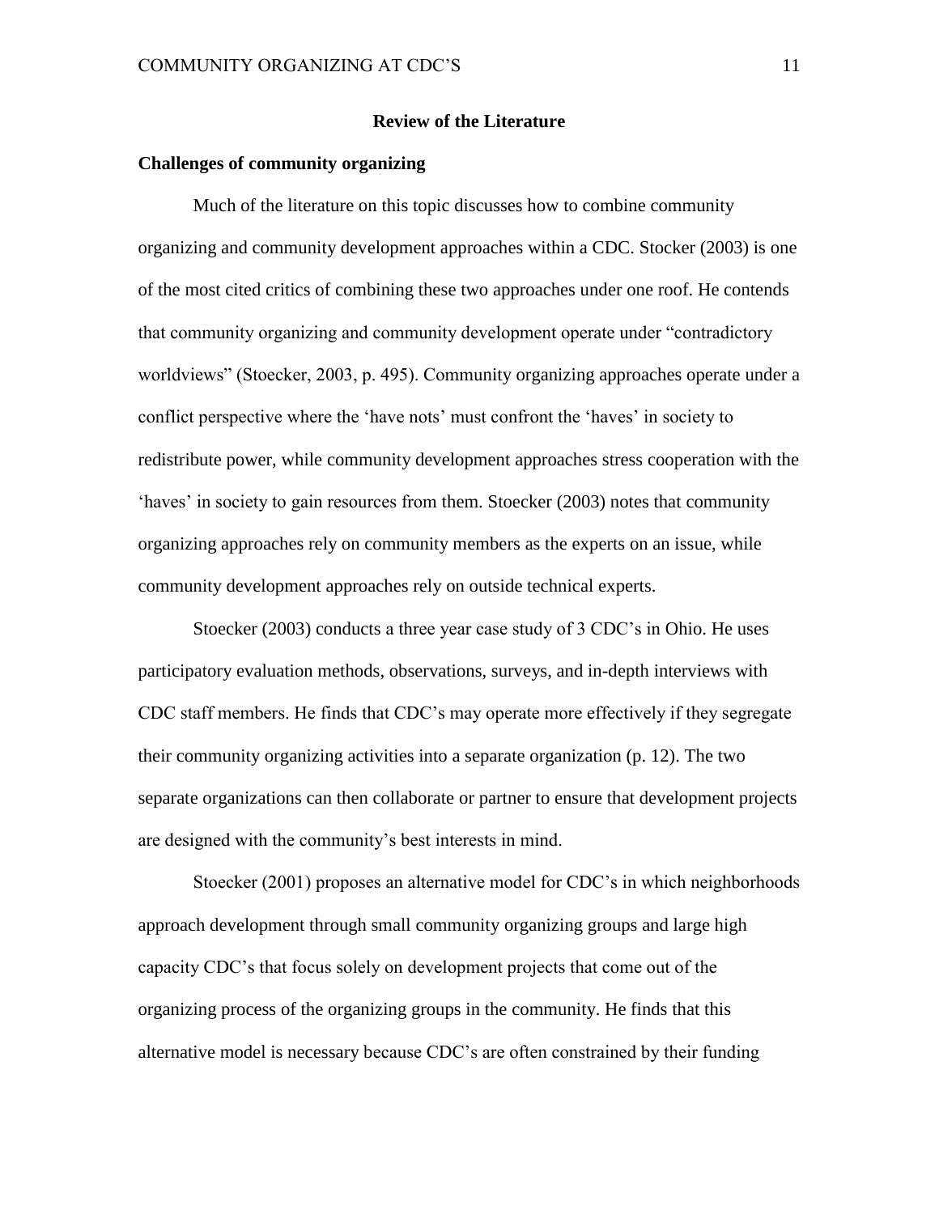## Review of the Literature

### Challenges of community organizing

Much of the literature on this topic discusses how to combine community organizing and community development approaches within a CDC. Stocker (2003) is one of the most cited critics of combining these two approaches under one roof. He contends that community organizing and community development operate under "contradictory worldviews" (Stoecker, 2003, p. 495). Community organizing approaches operate under a conflict perspective where the 'have nots' must confront the 'haves' in society to redistribute power, while community development approaches stress cooperation with the 'haves' in society to gain resources from them. Stoecker (2003) notes that community organizing approaches rely on community members as the experts on an issue, while community development approaches rely on outside technical experts.

Stoecker (2003) conducts a three year case study of 3 CDC's in Ohio. He uses participatory evaluation methods, observations, surveys, and in-depth interviews with CDC staff members. He finds that CDC's may operate more effectively if they segregate their community organizing activities into a separate organization (p. 12). The two separate organizations can then collaborate or partner to ensure that development projects are designed with the community's best interests in mind.

Stoecker (2001) proposes an alternative model for CDC's in which neighborhoods approach development through small community organizing groups and large high capacity CDC's that focus solely on development projects that come out of the organizing process of the organizing groups in the community. He finds that this alternative model is necessary because CDC's are often constrained by their funding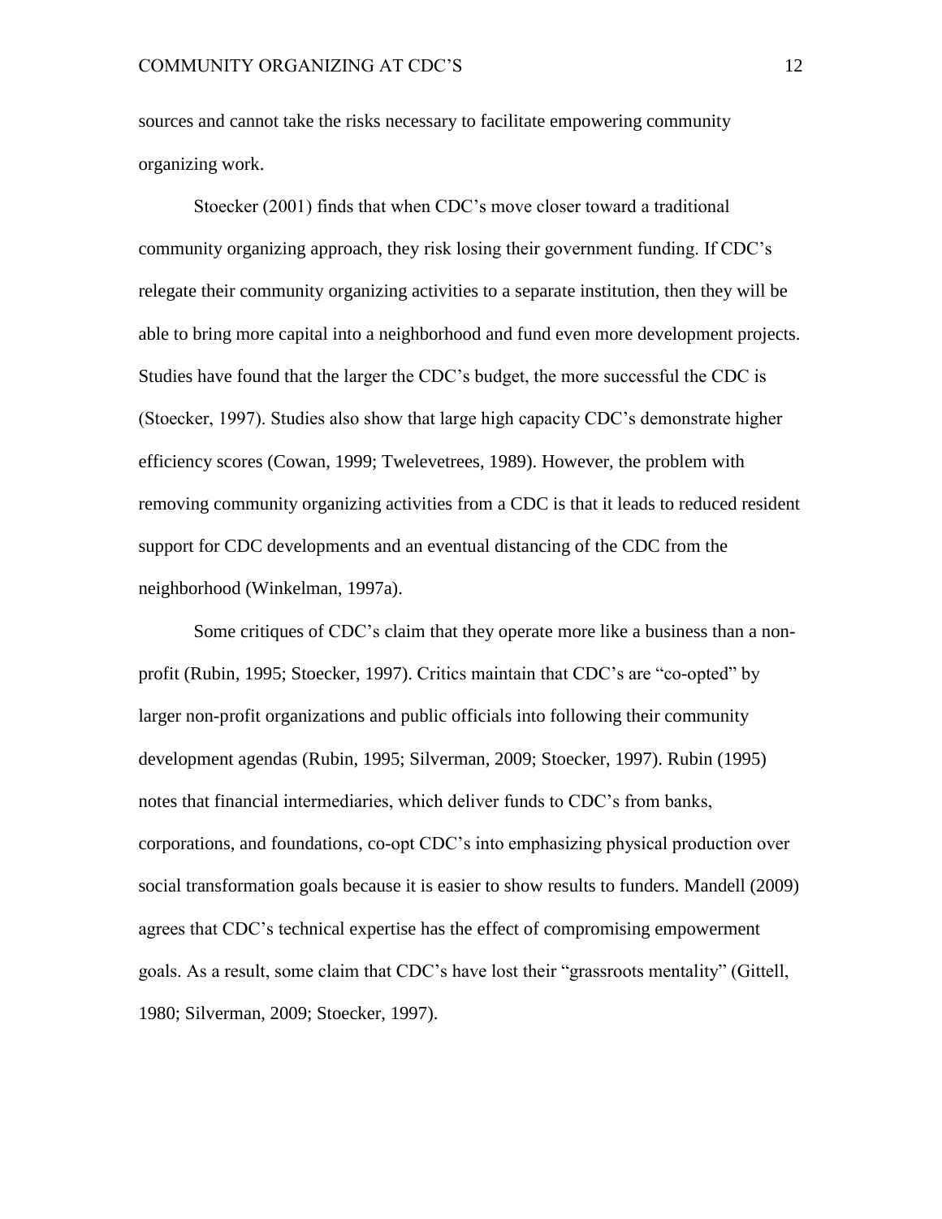sources and cannot take the risks necessary to facilitate empowering community organizing work.

Stoecker (2001) finds that when CDC's move closer toward a traditional community organizing approach, they risk losing their government funding. If CDC's relegate their community organizing activities to a separate institution, then they will be able to bring more capital into a neighborhood and fund even more development projects. Studies have found that the larger the CDC's budget, the more successful the CDC is (Stoecker, 1997). Studies also show that large high capacity CDC's demonstrate higher efficiency scores (Cowan, 1999; Twelevetrees, 1989). However, the problem with removing community organizing activities from a CDC is that it leads to reduced resident support for CDC developments and an eventual distancing of the CDC from the neighborhood (Winkelman, 1997a).

Some critiques of CDC's claim that they operate more like a business than a non-profit (Rubin, 1995; Stoecker, 1997). Critics maintain that CDC's are "co-opted" by larger non-profit organizations and public officials into following their community development agendas (Rubin, 1995; Silverman, 2009; Stoecker, 1997). Rubin (1995) notes that financial intermediaries, which deliver funds to CDC's from banks, corporations, and foundations, co-opt CDC's into emphasizing physical production over social transformation goals because it is easier to show results to funders. Mandell (2009) agrees that CDC's technical expertise has the effect of compromising empowerment goals. As a result, some claim that CDC's have lost their "grassroots mentality" (Gittell, 1980; Silverman, 2009; Stoecker, 1997).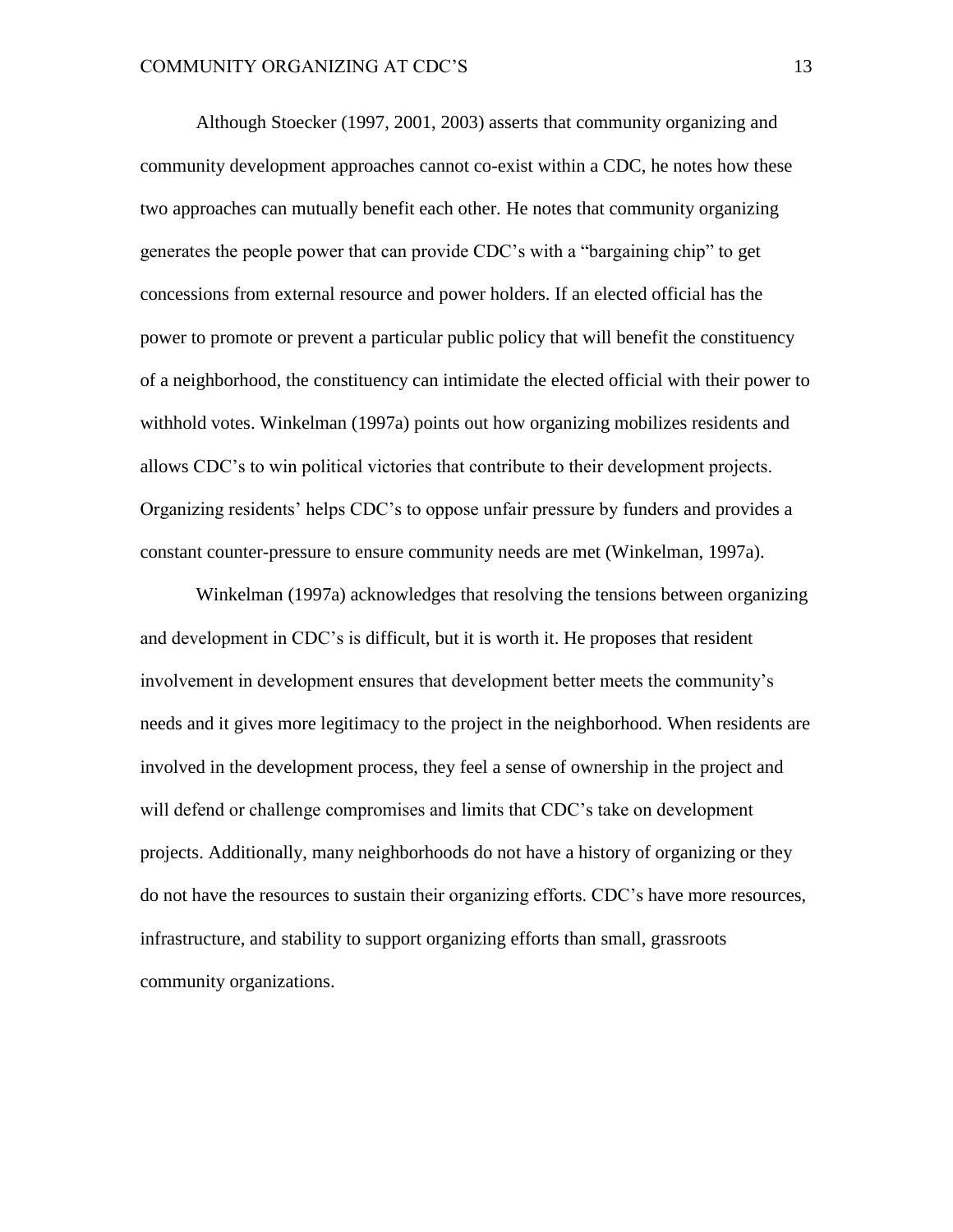Although Stoecker (1997, 2001, 2003) asserts that community organizing and community development approaches cannot co-exist within a CDC, he notes how these two approaches can mutually benefit each other. He notes that community organizing generates the people power that can provide CDC's with a "bargaining chip" to get concessions from external resource and power holders. If an elected official has the power to promote or prevent a particular public policy that will benefit the constituency of a neighborhood, the constituency can intimidate the elected official with their power to withhold votes. Winkelman (1997a) points out how organizing mobilizes residents and allows CDC's to win political victories that contribute to their development projects. Organizing residents' helps CDC's to oppose unfair pressure by funders and provides a constant counter-pressure to ensure community needs are met (Winkelman, 1997a).

Winkelman (1997a) acknowledges that resolving the tensions between organizing and development in CDC's is difficult, but it is worth it. He proposes that resident involvement in development ensures that development better meets the community's needs and it gives more legitimacy to the project in the neighborhood. When residents are involved in the development process, they feel a sense of ownership in the project and will defend or challenge compromises and limits that CDC's take on development projects. Additionally, many neighborhoods do not have a history of organizing or they do not have the resources to sustain their organizing efforts. CDC's have more resources, infrastructure, and stability to support organizing efforts than small, grassroots community organizations.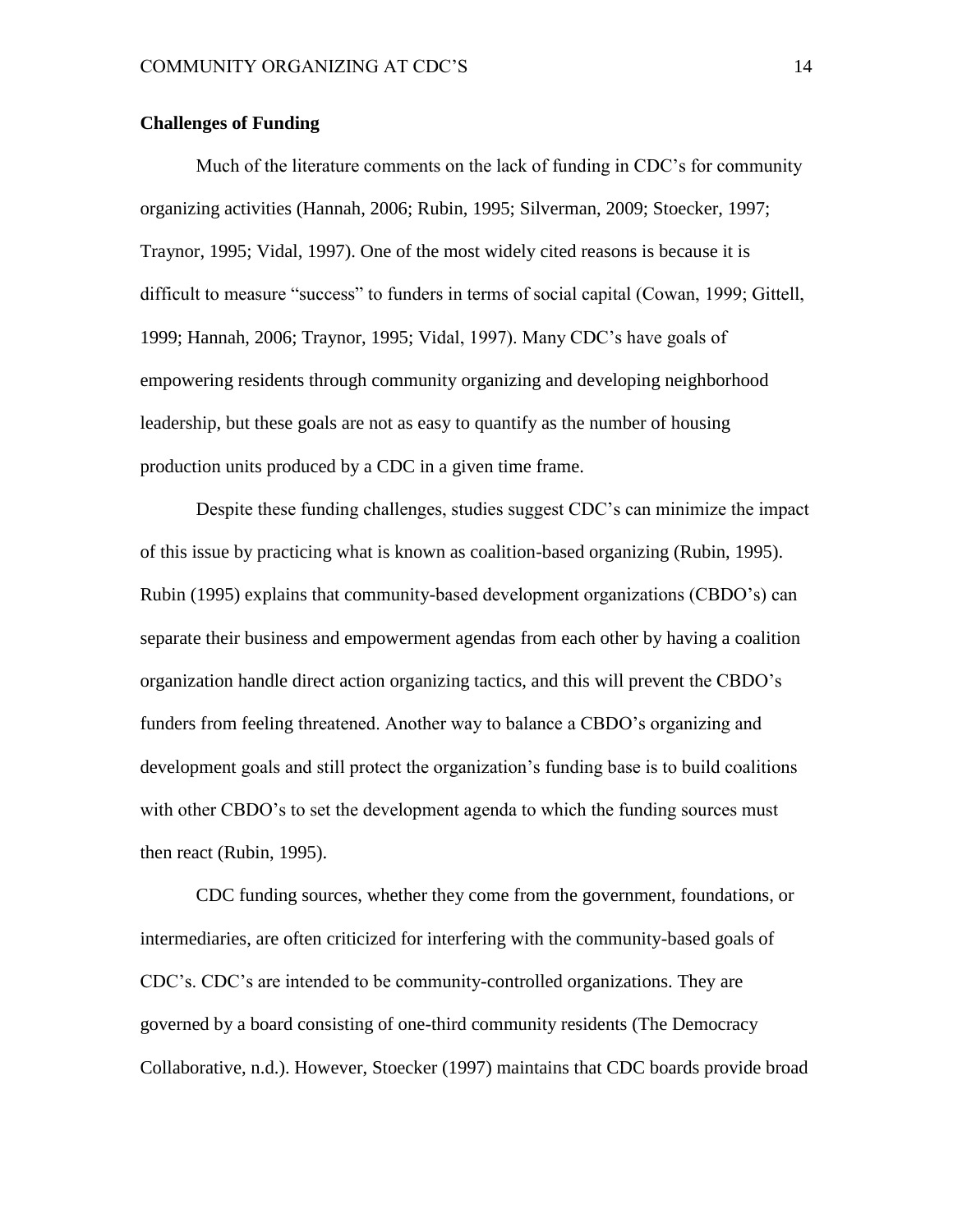**Challenges of Funding**

Much of the literature comments on the lack of funding in CDC's for community organizing activities (Hannah, 2006; Rubin, 1995; Silverman, 2009; Stoecker, 1997; Traynor, 1995; Vidal, 1997). One of the most widely cited reasons is because it is difficult to measure "success" to funders in terms of social capital (Cowan, 1999; Gittell, 1999; Hannah, 2006; Traynor, 1995; Vidal, 1997). Many CDC's have goals of empowering residents through community organizing and developing neighborhood leadership, but these goals are not as easy to quantify as the number of housing production units produced by a CDC in a given time frame.

Despite these funding challenges, studies suggest CDC's can minimize the impact of this issue by practicing what is known as coalition-based organizing (Rubin, 1995). Rubin (1995) explains that community-based development organizations (CBDO's) can separate their business and empowerment agendas from each other by having a coalition organization handle direct action organizing tactics, and this will prevent the CBDO's funders from feeling threatened. Another way to balance a CBDO's organizing and development goals and still protect the organization's funding base is to build coalitions with other CBDO's to set the development agenda to which the funding sources must then react (Rubin, 1995).

CDC funding sources, whether they come from the government, foundations, or intermediaries, are often criticized for interfering with the community-based goals of CDC's. CDC's are intended to be community-controlled organizations. They are governed by a board consisting of one-third community residents (The Democracy Collaborative, n.d.). However, Stoecker (1997) maintains that CDC boards provide broad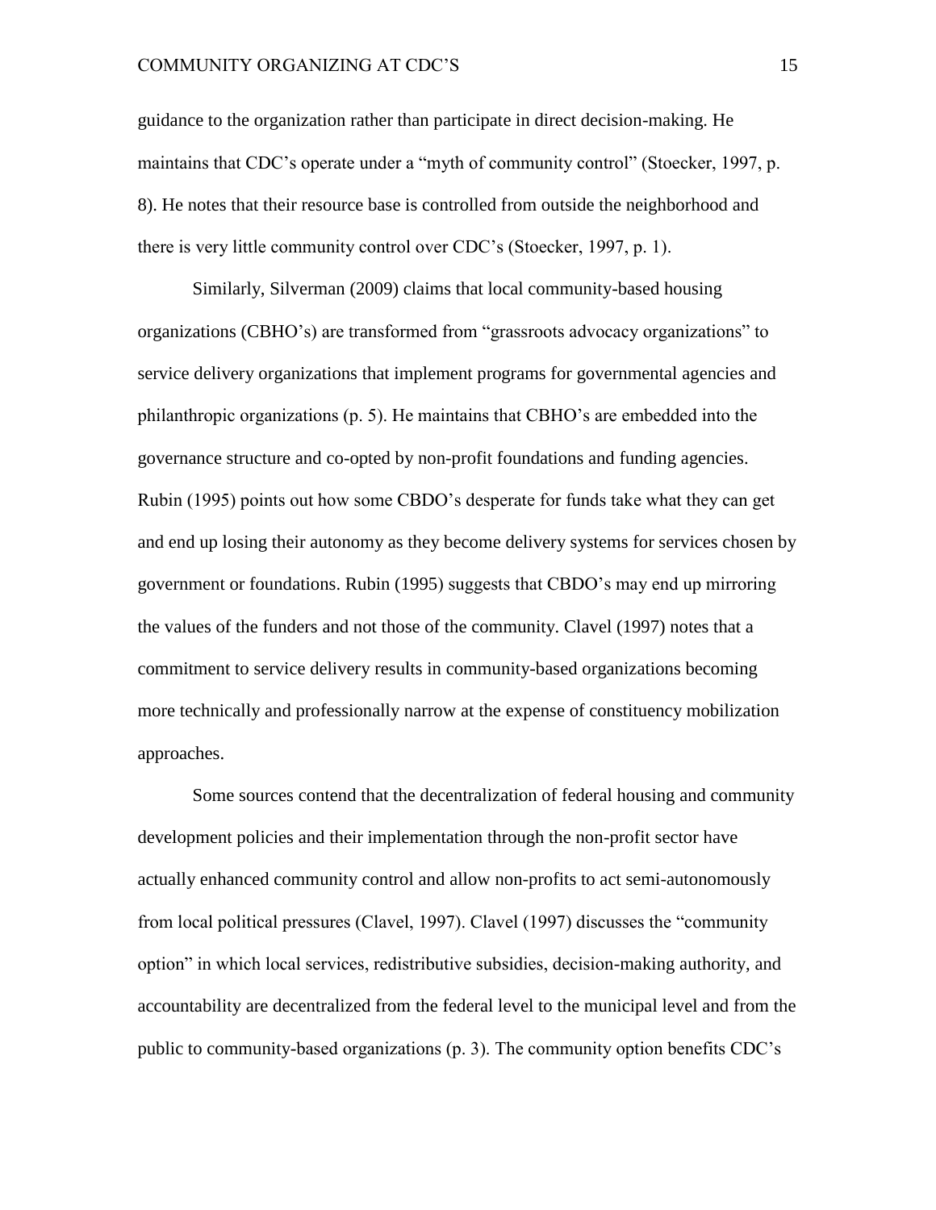guidance to the organization rather than participate in direct decision-making. He maintains that CDC's operate under a "myth of community control" (Stoecker, 1997, p. 8). He notes that their resource base is controlled from outside the neighborhood and there is very little community control over CDC's (Stoecker, 1997, p. 1).

Similarly, Silverman (2009) claims that local community-based housing organizations (CBHO's) are transformed from "grassroots advocacy organizations" to service delivery organizations that implement programs for governmental agencies and philanthropic organizations (p. 5). He maintains that CBHO's are embedded into the governance structure and co-opted by non-profit foundations and funding agencies. Rubin (1995) points out how some CBDO's desperate for funds take what they can get and end up losing their autonomy as they become delivery systems for services chosen by government or foundations. Rubin (1995) suggests that CBDO's may end up mirroring the values of the funders and not those of the community. Clavel (1997) notes that a commitment to service delivery results in community-based organizations becoming more technically and professionally narrow at the expense of constituency mobilization approaches.

Some sources contend that the decentralization of federal housing and community development policies and their implementation through the non-profit sector have actually enhanced community control and allow non-profits to act semi-autonomously from local political pressures (Clavel, 1997). Clavel (1997) discusses the "community option" in which local services, redistributive subsidies, decision-making authority, and accountability are decentralized from the federal level to the municipal level and from the public to community-based organizations (p. 3). The community option benefits CDC's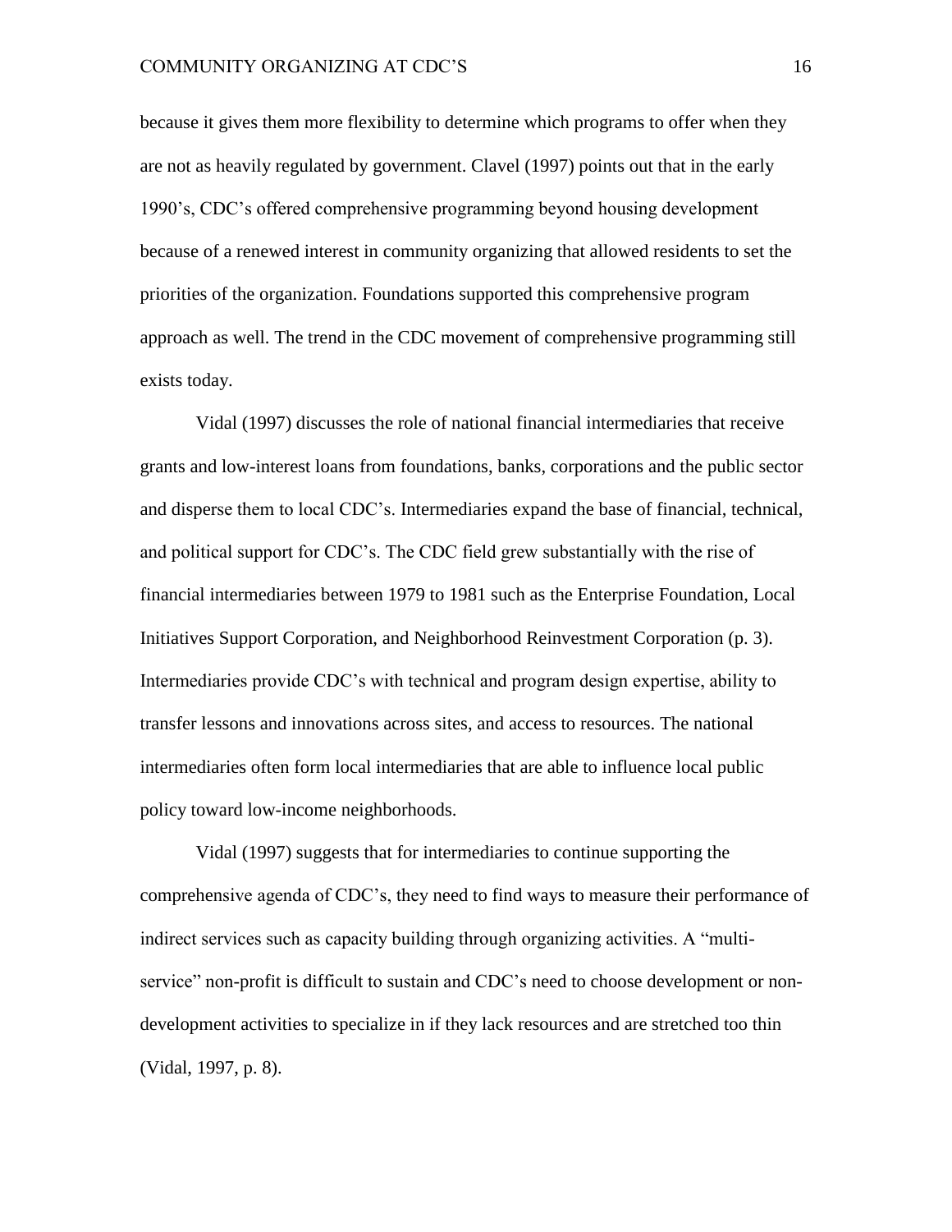because it gives them more flexibility to determine which programs to offer when they are not as heavily regulated by government. Clavel (1997) points out that in the early 1990's, CDC's offered comprehensive programming beyond housing development because of a renewed interest in community organizing that allowed residents to set the priorities of the organization. Foundations supported this comprehensive program approach as well. The trend in the CDC movement of comprehensive programming still exists today.

Vidal (1997) discusses the role of national financial intermediaries that receive grants and low-interest loans from foundations, banks, corporations and the public sector and disperse them to local CDC's. Intermediaries expand the base of financial, technical, and political support for CDC's. The CDC field grew substantially with the rise of financial intermediaries between 1979 to 1981 such as the Enterprise Foundation, Local Initiatives Support Corporation, and Neighborhood Reinvestment Corporation (p. 3). Intermediaries provide CDC's with technical and program design expertise, ability to transfer lessons and innovations across sites, and access to resources. The national intermediaries often form local intermediaries that are able to influence local public policy toward low-income neighborhoods.

Vidal (1997) suggests that for intermediaries to continue supporting the comprehensive agenda of CDC's, they need to find ways to measure their performance of indirect services such as capacity building through organizing activities. A "multi-service" non-profit is difficult to sustain and CDC's need to choose development or non-development activities to specialize in if they lack resources and are stretched too thin (Vidal, 1997, p. 8).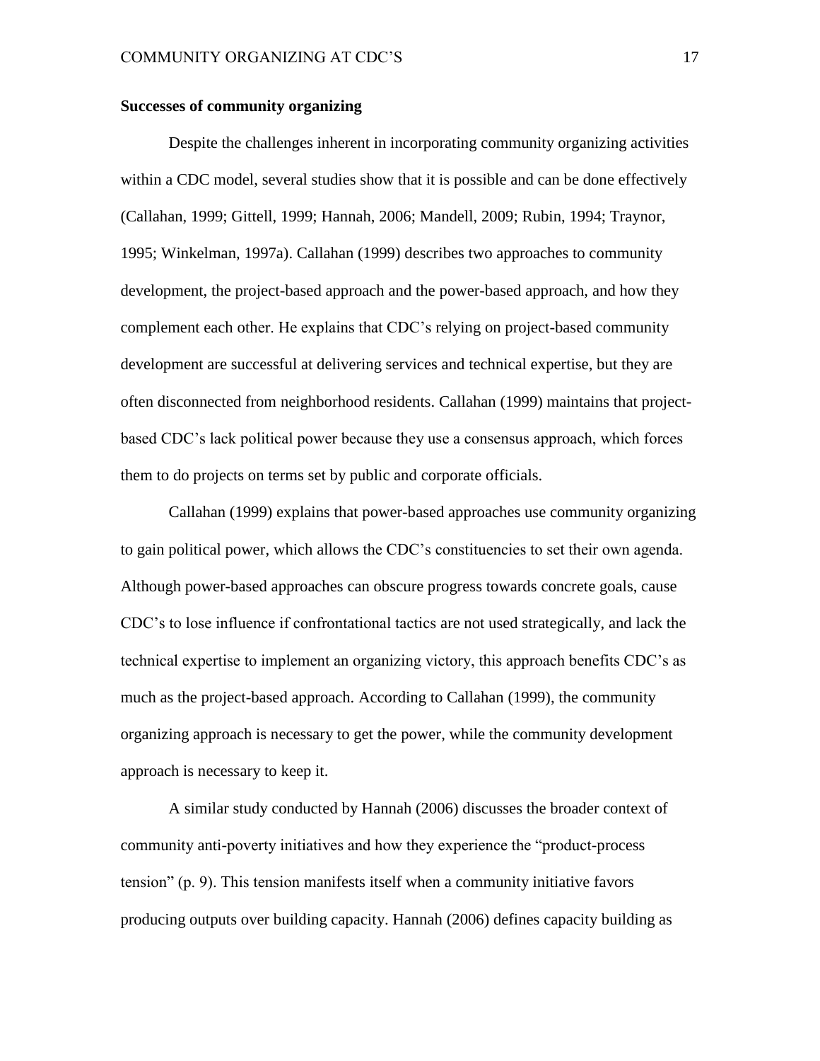**Successes of community organizing**

Despite the challenges inherent in incorporating community organizing activities within a CDC model, several studies show that it is possible and can be done effectively (Callahan, 1999; Gittell, 1999; Hannah, 2006; Mandell, 2009; Rubin, 1994; Traynor, 1995; Winkelman, 1997a). Callahan (1999) describes two approaches to community development, the project-based approach and the power-based approach, and how they complement each other. He explains that CDC's relying on project-based community development are successful at delivering services and technical expertise, but they are often disconnected from neighborhood residents. Callahan (1999) maintains that project-based CDC's lack political power because they use a consensus approach, which forces them to do projects on terms set by public and corporate officials.

Callahan (1999) explains that power-based approaches use community organizing to gain political power, which allows the CDC's constituencies to set their own agenda. Although power-based approaches can obscure progress towards concrete goals, cause CDC's to lose influence if confrontational tactics are not used strategically, and lack the technical expertise to implement an organizing victory, this approach benefits CDC's as much as the project-based approach. According to Callahan (1999), the community organizing approach is necessary to get the power, while the community development approach is necessary to keep it.

A similar study conducted by Hannah (2006) discusses the broader context of community anti-poverty initiatives and how they experience the "product-process tension" (p. 9). This tension manifests itself when a community initiative favors producing outputs over building capacity. Hannah (2006) defines capacity building as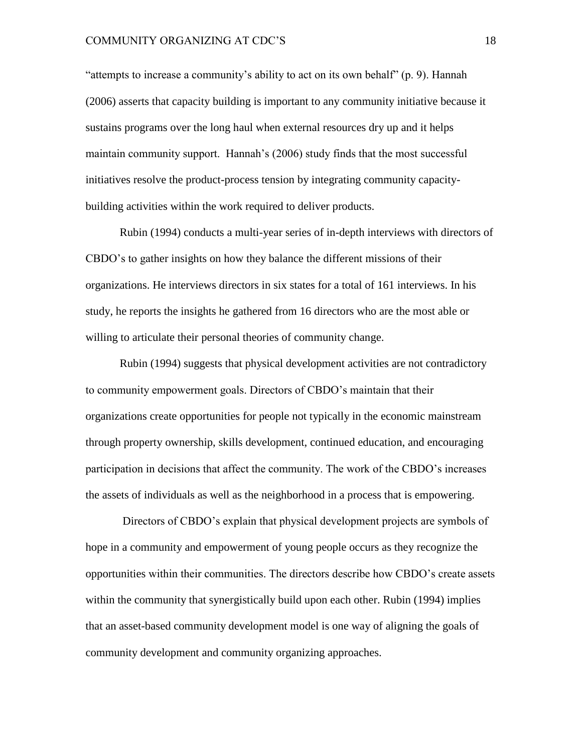"attempts to increase a community's ability to act on its own behalf" (p. 9). Hannah (2006) asserts that capacity building is important to any community initiative because it sustains programs over the long haul when external resources dry up and it helps maintain community support. Hannah's (2006) study finds that the most successful initiatives resolve the product-process tension by integrating community capacity-building activities within the work required to deliver products.

Rubin (1994) conducts a multi-year series of in-depth interviews with directors of CBDO's to gather insights on how they balance the different missions of their organizations. He interviews directors in six states for a total of 161 interviews. In his study, he reports the insights he gathered from 16 directors who are the most able or willing to articulate their personal theories of community change.

Rubin (1994) suggests that physical development activities are not contradictory to community empowerment goals. Directors of CBDO's maintain that their organizations create opportunities for people not typically in the economic mainstream through property ownership, skills development, continued education, and encouraging participation in decisions that affect the community. The work of the CBDO's increases the assets of individuals as well as the neighborhood in a process that is empowering.

Directors of CBDO's explain that physical development projects are symbols of hope in a community and empowerment of young people occurs as they recognize the opportunities within their communities. The directors describe how CBDO's create assets within the community that synergistically build upon each other. Rubin (1994) implies that an asset-based community development model is one way of aligning the goals of community development and community organizing approaches.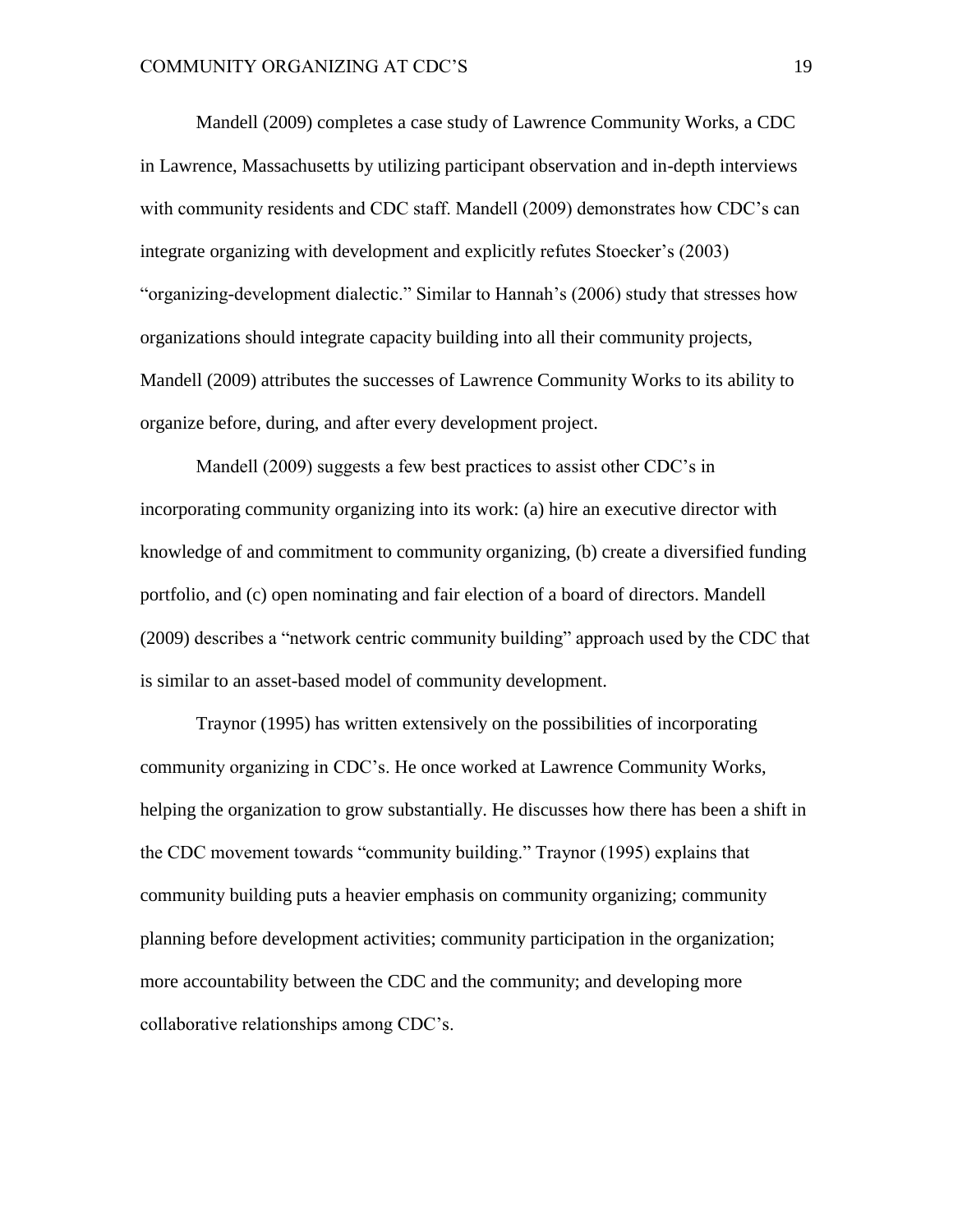Mandell (2009) completes a case study of Lawrence Community Works, a CDC in Lawrence, Massachusetts by utilizing participant observation and in-depth interviews with community residents and CDC staff. Mandell (2009) demonstrates how CDC's can integrate organizing with development and explicitly refutes Stoecker's (2003) "organizing-development dialectic." Similar to Hannah's (2006) study that stresses how organizations should integrate capacity building into all their community projects, Mandell (2009) attributes the successes of Lawrence Community Works to its ability to organize before, during, and after every development project.

Mandell (2009) suggests a few best practices to assist other CDC's in incorporating community organizing into its work: (a) hire an executive director with knowledge of and commitment to community organizing, (b) create a diversified funding portfolio, and (c) open nominating and fair election of a board of directors. Mandell (2009) describes a "network centric community building" approach used by the CDC that is similar to an asset-based model of community development.

Traynor (1995) has written extensively on the possibilities of incorporating community organizing in CDC's. He once worked at Lawrence Community Works, helping the organization to grow substantially. He discusses how there has been a shift in the CDC movement towards "community building." Traynor (1995) explains that community building puts a heavier emphasis on community organizing; community planning before development activities; community participation in the organization; more accountability between the CDC and the community; and developing more collaborative relationships among CDC's.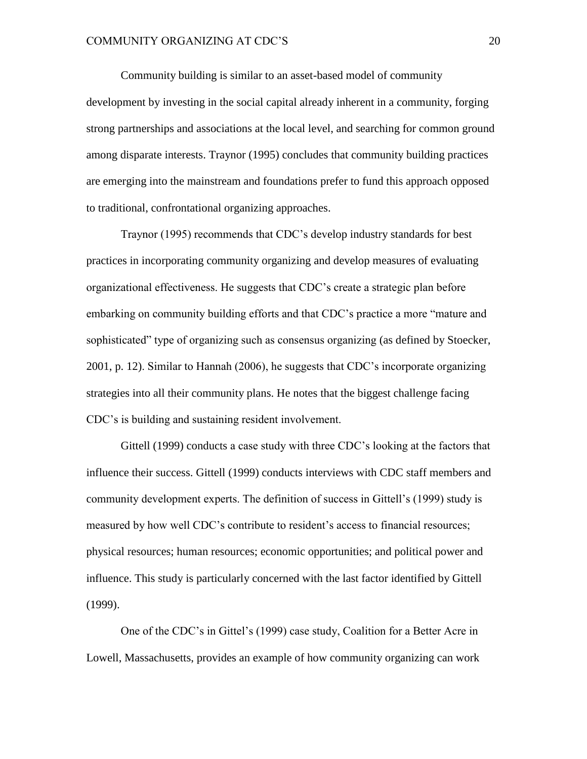Community building is similar to an asset-based model of community development by investing in the social capital already inherent in a community, forging strong partnerships and associations at the local level, and searching for common ground among disparate interests. Traynor (1995) concludes that community building practices are emerging into the mainstream and foundations prefer to fund this approach opposed to traditional, confrontational organizing approaches.

Traynor (1995) recommends that CDC's develop industry standards for best practices in incorporating community organizing and develop measures of evaluating organizational effectiveness. He suggests that CDC's create a strategic plan before embarking on community building efforts and that CDC's practice a more "mature and sophisticated" type of organizing such as consensus organizing (as defined by Stoecker, 2001, p. 12). Similar to Hannah (2006), he suggests that CDC's incorporate organizing strategies into all their community plans. He notes that the biggest challenge facing CDC's is building and sustaining resident involvement.

Gittell (1999) conducts a case study with three CDC's looking at the factors that influence their success. Gittell (1999) conducts interviews with CDC staff members and community development experts. The definition of success in Gittell's (1999) study is measured by how well CDC's contribute to resident's access to financial resources; physical resources; human resources; economic opportunities; and political power and influence. This study is particularly concerned with the last factor identified by Gittell (1999).

One of the CDC's in Gittel's (1999) case study, Coalition for a Better Acre in Lowell, Massachusetts, provides an example of how community organizing can work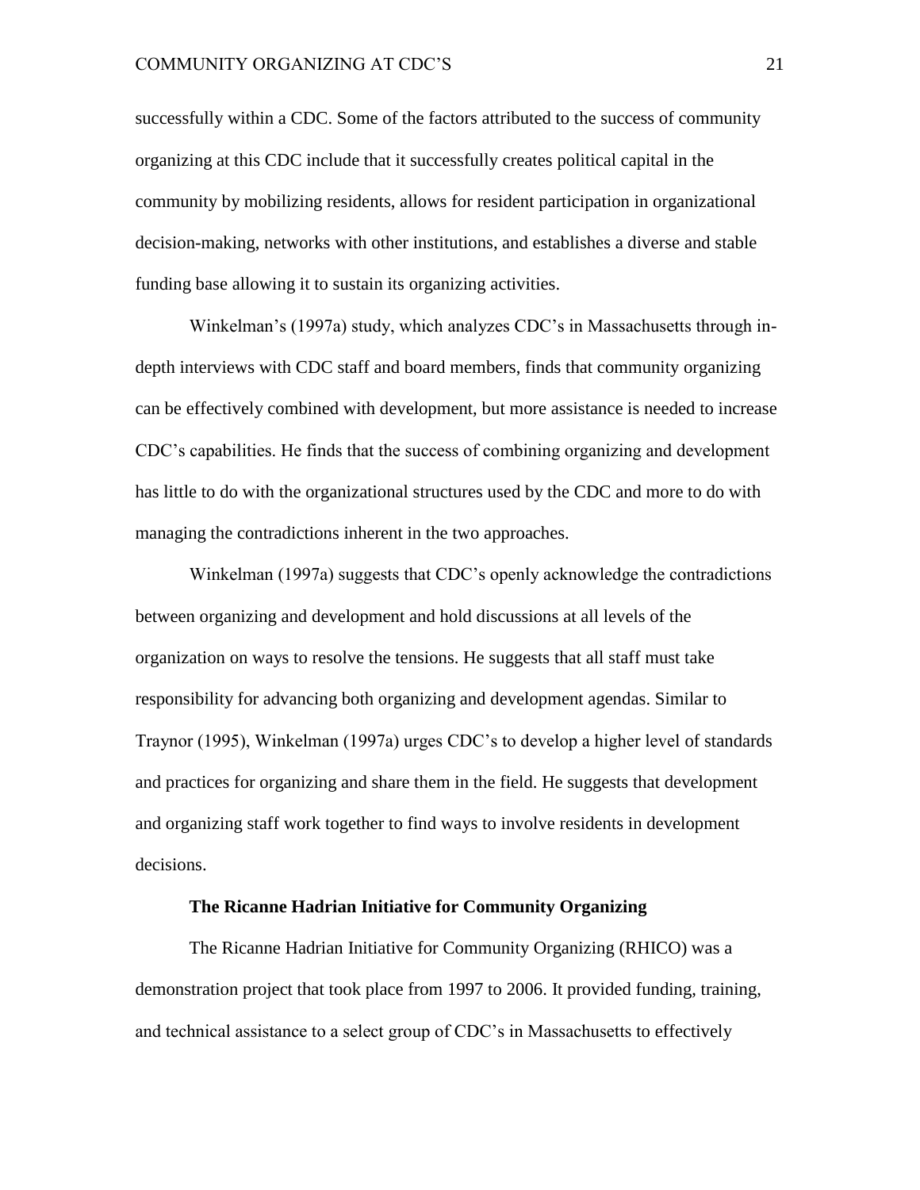successfully within a CDC. Some of the factors attributed to the success of community organizing at this CDC include that it successfully creates political capital in the community by mobilizing residents, allows for resident participation in organizational decision-making, networks with other institutions, and establishes a diverse and stable funding base allowing it to sustain its organizing activities.

Winkelman's (1997a) study, which analyzes CDC's in Massachusetts through in-depth interviews with CDC staff and board members, finds that community organizing can be effectively combined with development, but more assistance is needed to increase CDC's capabilities. He finds that the success of combining organizing and development has little to do with the organizational structures used by the CDC and more to do with managing the contradictions inherent in the two approaches.

Winkelman (1997a) suggests that CDC's openly acknowledge the contradictions between organizing and development and hold discussions at all levels of the organization on ways to resolve the tensions. He suggests that all staff must take responsibility for advancing both organizing and development agendas. Similar to Traynor (1995), Winkelman (1997a) urges CDC's to develop a higher level of standards and practices for organizing and share them in the field. He suggests that development and organizing staff work together to find ways to involve residents in development decisions.

## The Ricanne Hadrian Initiative for Community Organizing

The Ricanne Hadrian Initiative for Community Organizing (RHICO) was a demonstration project that took place from 1997 to 2006. It provided funding, training, and technical assistance to a select group of CDC's in Massachusetts to effectively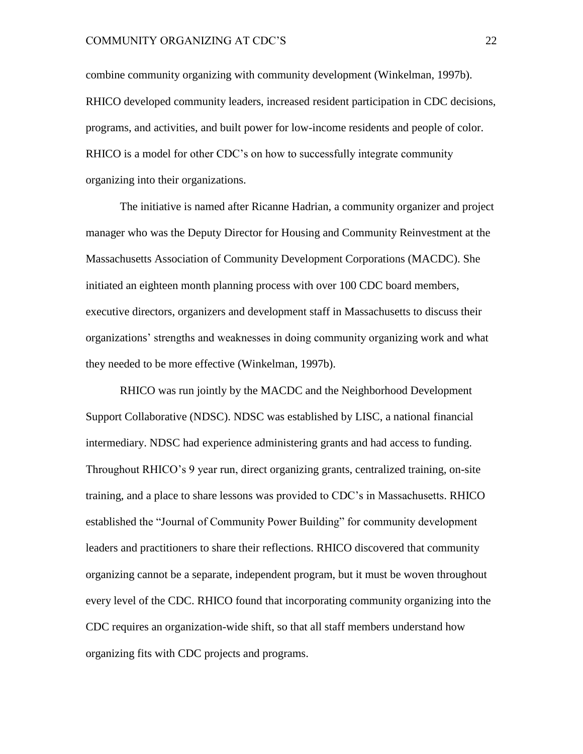combine community organizing with community development (Winkelman, 1997b). RHICO developed community leaders, increased resident participation in CDC decisions, programs, and activities, and built power for low-income residents and people of color. RHICO is a model for other CDC's on how to successfully integrate community organizing into their organizations.

The initiative is named after Ricanne Hadrian, a community organizer and project manager who was the Deputy Director for Housing and Community Reinvestment at the Massachusetts Association of Community Development Corporations (MACDC). She initiated an eighteen month planning process with over 100 CDC board members, executive directors, organizers and development staff in Massachusetts to discuss their organizations' strengths and weaknesses in doing community organizing work and what they needed to be more effective (Winkelman, 1997b).

RHICO was run jointly by the MACDC and the Neighborhood Development Support Collaborative (NDSC). NDSC was established by LISC, a national financial intermediary. NDSC had experience administering grants and had access to funding. Throughout RHICO's 9 year run, direct organizing grants, centralized training, on-site training, and a place to share lessons was provided to CDC's in Massachusetts. RHICO established the "Journal of Community Power Building" for community development leaders and practitioners to share their reflections. RHICO discovered that community organizing cannot be a separate, independent program, but it must be woven throughout every level of the CDC. RHICO found that incorporating community organizing into the CDC requires an organization-wide shift, so that all staff members understand how organizing fits with CDC projects and programs.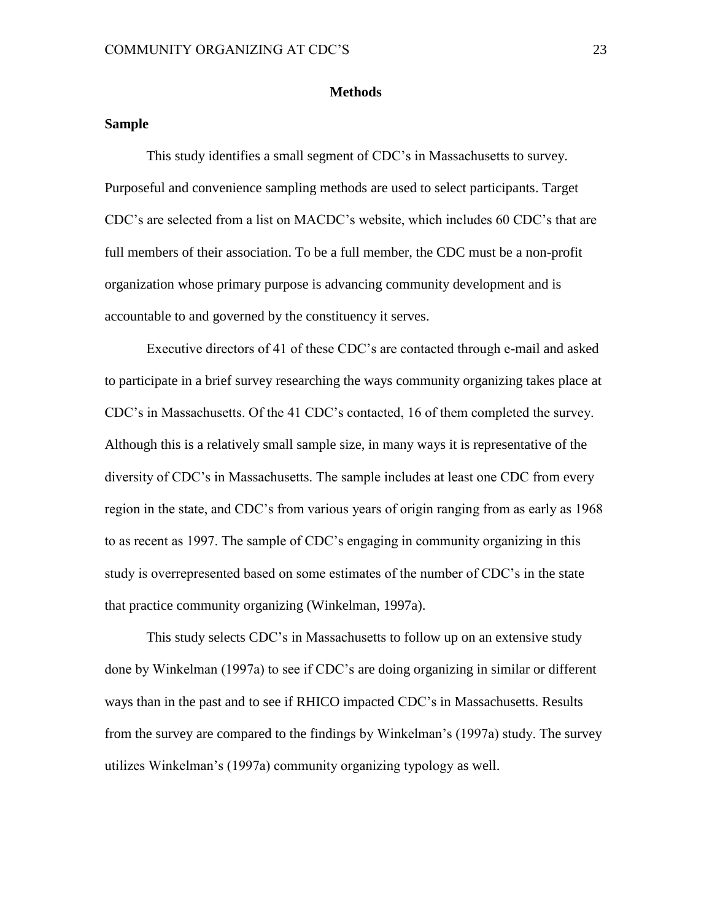## Methods

### Sample

This study identifies a small segment of CDC's in Massachusetts to survey. Purposeful and convenience sampling methods are used to select participants. Target CDC's are selected from a list on MACDC's website, which includes 60 CDC's that are full members of their association. To be a full member, the CDC must be a non-profit organization whose primary purpose is advancing community development and is accountable to and governed by the constituency it serves.

Executive directors of 41 of these CDC's are contacted through e-mail and asked to participate in a brief survey researching the ways community organizing takes place at CDC's in Massachusetts. Of the 41 CDC's contacted, 16 of them completed the survey. Although this is a relatively small sample size, in many ways it is representative of the diversity of CDC's in Massachusetts. The sample includes at least one CDC from every region in the state, and CDC's from various years of origin ranging from as early as 1968 to as recent as 1997. The sample of CDC's engaging in community organizing in this study is overrepresented based on some estimates of the number of CDC's in the state that practice community organizing (Winkelman, 1997a).

This study selects CDC's in Massachusetts to follow up on an extensive study done by Winkelman (1997a) to see if CDC's are doing organizing in similar or different ways than in the past and to see if RHICO impacted CDC's in Massachusetts. Results from the survey are compared to the findings by Winkelman's (1997a) study. The survey utilizes Winkelman's (1997a) community organizing typology as well.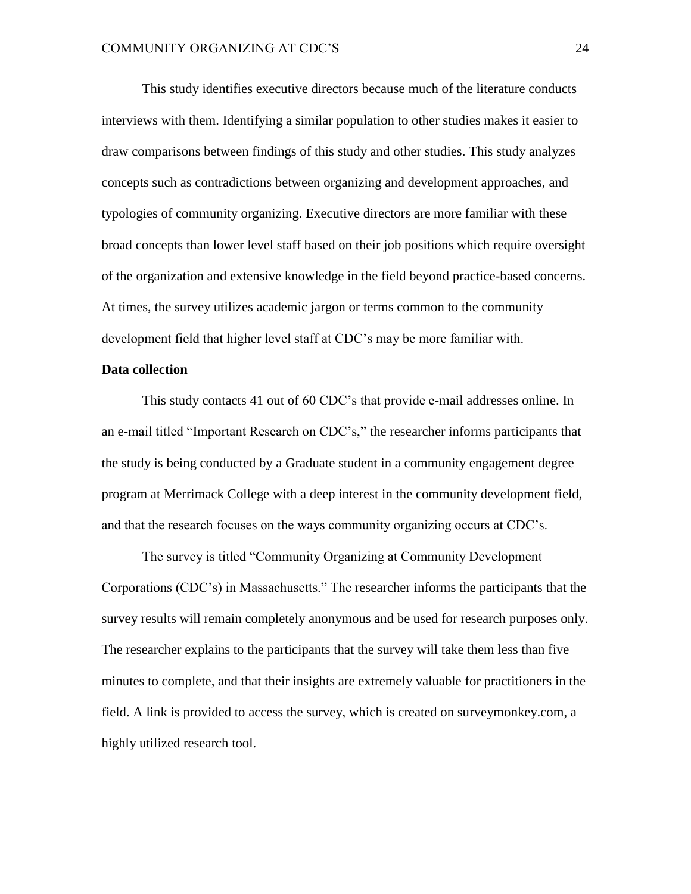This study identifies executive directors because much of the literature conducts interviews with them. Identifying a similar population to other studies makes it easier to draw comparisons between findings of this study and other studies. This study analyzes concepts such as contradictions between organizing and development approaches, and typologies of community organizing. Executive directors are more familiar with these broad concepts than lower level staff based on their job positions which require oversight of the organization and extensive knowledge in the field beyond practice-based concerns. At times, the survey utilizes academic jargon or terms common to the community development field that higher level staff at CDC's may be more familiar with.

**Data collection**

This study contacts 41 out of 60 CDC's that provide e-mail addresses online. In an e-mail titled "Important Research on CDC's," the researcher informs participants that the study is being conducted by a Graduate student in a community engagement degree program at Merrimack College with a deep interest in the community development field, and that the research focuses on the ways community organizing occurs at CDC's.

The survey is titled "Community Organizing at Community Development Corporations (CDC's) in Massachusetts." The researcher informs the participants that the survey results will remain completely anonymous and be used for research purposes only. The researcher explains to the participants that the survey will take them less than five minutes to complete, and that their insights are extremely valuable for practitioners in the field. A link is provided to access the survey, which is created on surveymonkey.com, a highly utilized research tool.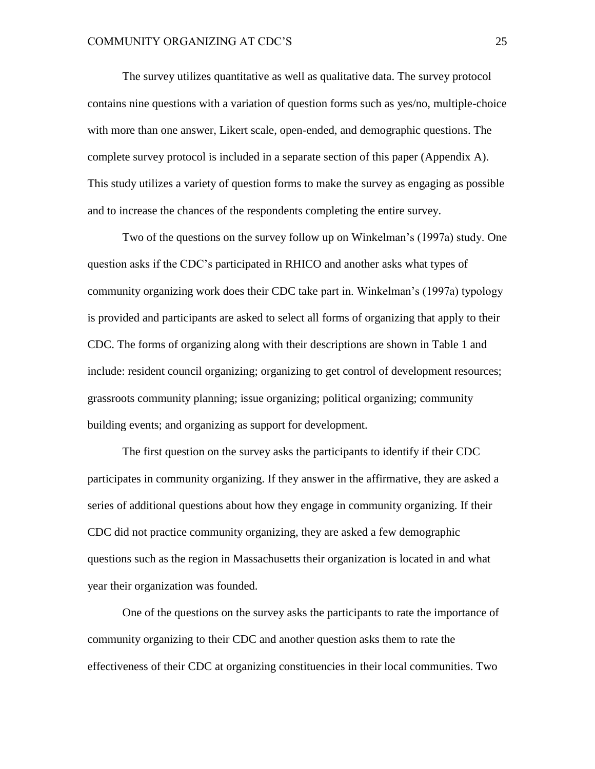The survey utilizes quantitative as well as qualitative data. The survey protocol contains nine questions with a variation of question forms such as yes/no, multiple-choice with more than one answer, Likert scale, open-ended, and demographic questions. The complete survey protocol is included in a separate section of this paper (Appendix A). This study utilizes a variety of question forms to make the survey as engaging as possible and to increase the chances of the respondents completing the entire survey.

Two of the questions on the survey follow up on Winkelman's (1997a) study. One question asks if the CDC's participated in RHICO and another asks what types of community organizing work does their CDC take part in. Winkelman's (1997a) typology is provided and participants are asked to select all forms of organizing that apply to their CDC. The forms of organizing along with their descriptions are shown in Table 1 and include: resident council organizing; organizing to get control of development resources; grassroots community planning; issue organizing; political organizing; community building events; and organizing as support for development.

The first question on the survey asks the participants to identify if their CDC participates in community organizing. If they answer in the affirmative, they are asked a series of additional questions about how they engage in community organizing. If their CDC did not practice community organizing, they are asked a few demographic questions such as the region in Massachusetts their organization is located in and what year their organization was founded.

One of the questions on the survey asks the participants to rate the importance of community organizing to their CDC and another question asks them to rate the effectiveness of their CDC at organizing constituencies in their local communities. Two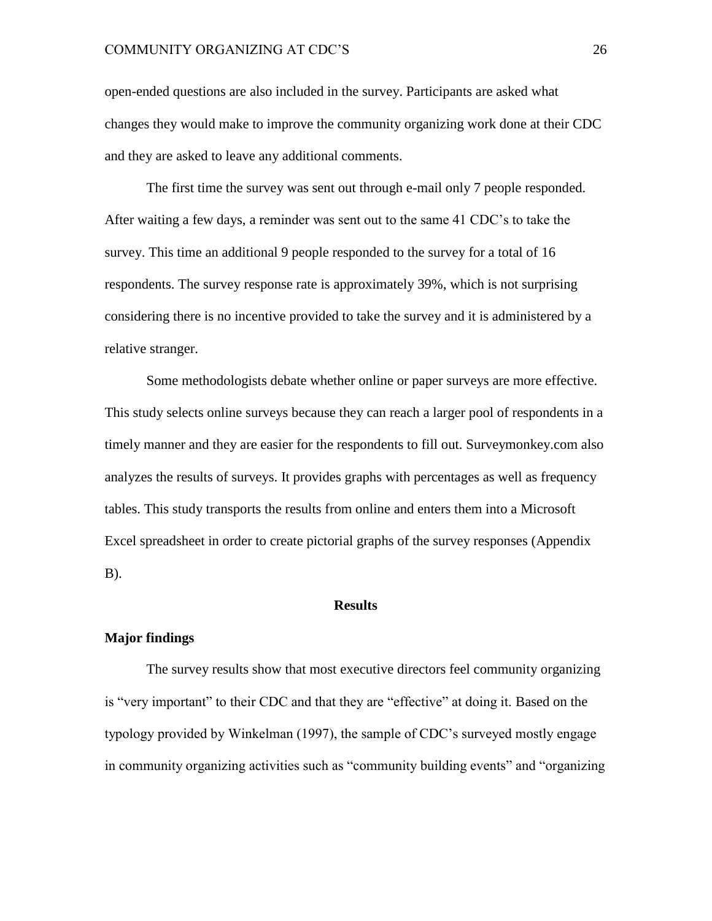open-ended questions are also included in the survey. Participants are asked what changes they would make to improve the community organizing work done at their CDC and they are asked to leave any additional comments.

The first time the survey was sent out through e-mail only 7 people responded. After waiting a few days, a reminder was sent out to the same 41 CDC's to take the survey. This time an additional 9 people responded to the survey for a total of 16 respondents. The survey response rate is approximately 39%, which is not surprising considering there is no incentive provided to take the survey and it is administered by a relative stranger.

Some methodologists debate whether online or paper surveys are more effective. This study selects online surveys because they can reach a larger pool of respondents in a timely manner and they are easier for the respondents to fill out. Surveymonkey.com also analyzes the results of surveys. It provides graphs with percentages as well as frequency tables. This study transports the results from online and enters them into a Microsoft Excel spreadsheet in order to create pictorial graphs of the survey responses (Appendix B).

## Results

### Major findings

The survey results show that most executive directors feel community organizing is "very important" to their CDC and that they are "effective" at doing it. Based on the typology provided by Winkelman (1997), the sample of CDC's surveyed mostly engage in community organizing activities such as "community building events" and "organizing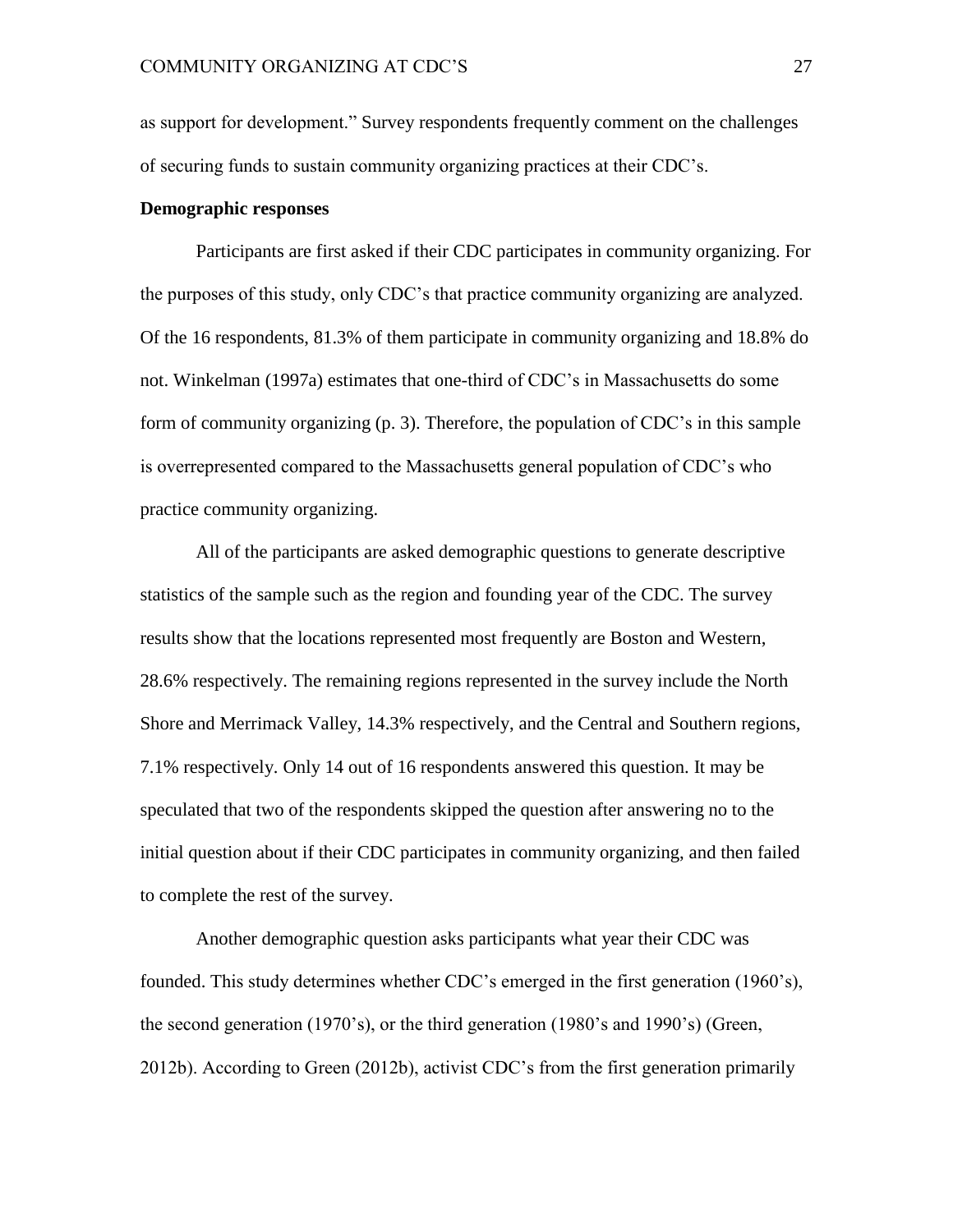as support for development." Survey respondents frequently comment on the challenges of securing funds to sustain community organizing practices at their CDC's.

**Demographic responses**

Participants are first asked if their CDC participates in community organizing. For the purposes of this study, only CDC's that practice community organizing are analyzed. Of the 16 respondents, 81.3% of them participate in community organizing and 18.8% do not. Winkelman (1997a) estimates that one-third of CDC's in Massachusetts do some form of community organizing (p. 3). Therefore, the population of CDC's in this sample is overrepresented compared to the Massachusetts general population of CDC's who practice community organizing.

All of the participants are asked demographic questions to generate descriptive statistics of the sample such as the region and founding year of the CDC. The survey results show that the locations represented most frequently are Boston and Western, 28.6% respectively. The remaining regions represented in the survey include the North Shore and Merrimack Valley, 14.3% respectively, and the Central and Southern regions, 7.1% respectively. Only 14 out of 16 respondents answered this question. It may be speculated that two of the respondents skipped the question after answering no to the initial question about if their CDC participates in community organizing, and then failed to complete the rest of the survey.

Another demographic question asks participants what year their CDC was founded. This study determines whether CDC's emerged in the first generation (1960's), the second generation (1970's), or the third generation (1980's and 1990's) (Green, 2012b). According to Green (2012b), activist CDC's from the first generation primarily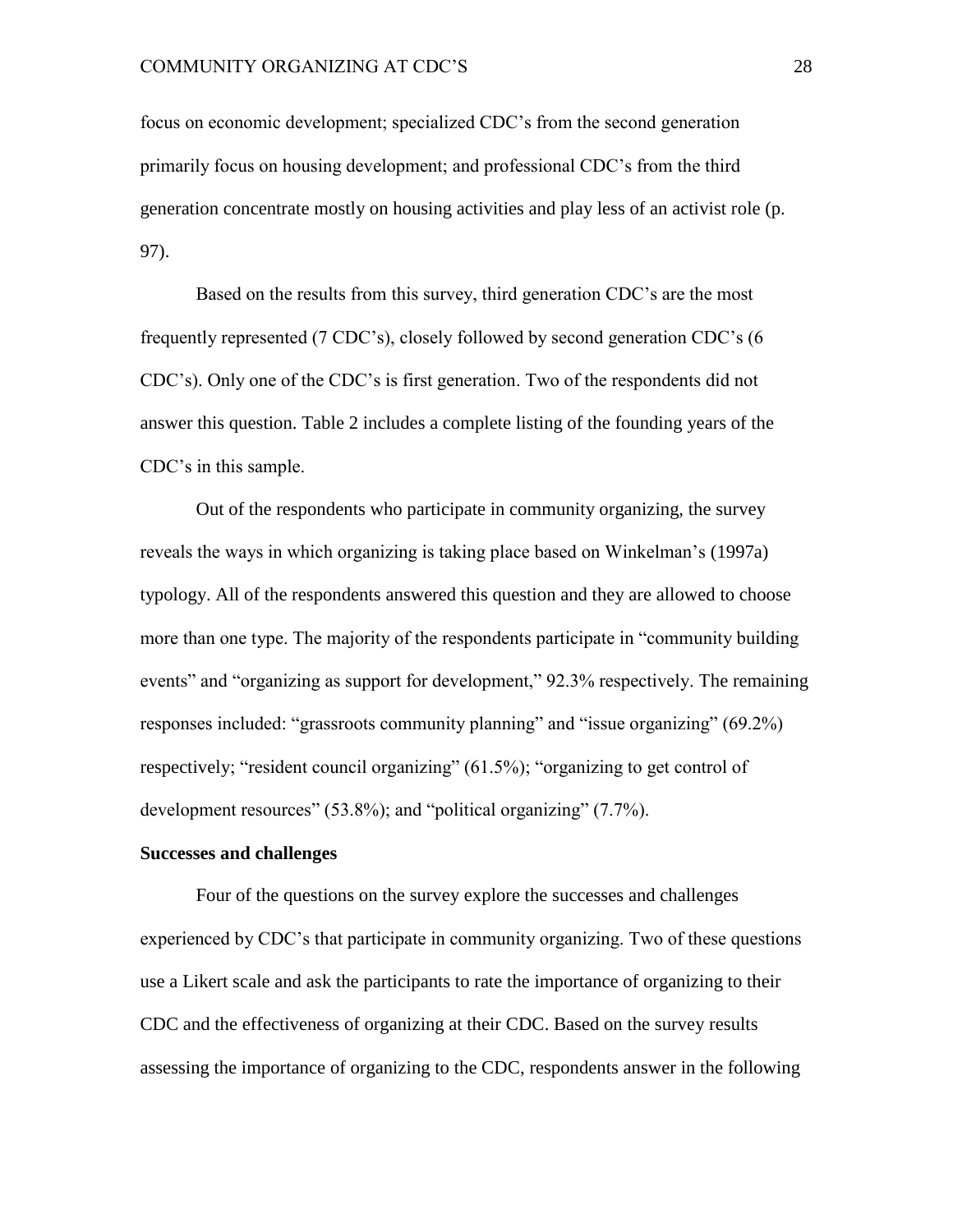focus on economic development; specialized CDC's from the second generation primarily focus on housing development; and professional CDC's from the third generation concentrate mostly on housing activities and play less of an activist role (p. 97).

Based on the results from this survey, third generation CDC's are the most frequently represented (7 CDC's), closely followed by second generation CDC's (6 CDC's). Only one of the CDC's is first generation. Two of the respondents did not answer this question. Table 2 includes a complete listing of the founding years of the CDC's in this sample.

Out of the respondents who participate in community organizing, the survey reveals the ways in which organizing is taking place based on Winkelman's (1997a) typology. All of the respondents answered this question and they are allowed to choose more than one type. The majority of the respondents participate in "community building events" and "organizing as support for development," 92.3% respectively. The remaining responses included: "grassroots community planning" and "issue organizing" (69.2%) respectively; "resident council organizing" (61.5%); "organizing to get control of development resources" (53.8%); and "political organizing" (7.7%).

**Successes and challenges**

Four of the questions on the survey explore the successes and challenges experienced by CDC's that participate in community organizing. Two of these questions use a Likert scale and ask the participants to rate the importance of organizing to their CDC and the effectiveness of organizing at their CDC. Based on the survey results assessing the importance of organizing to the CDC, respondents answer in the following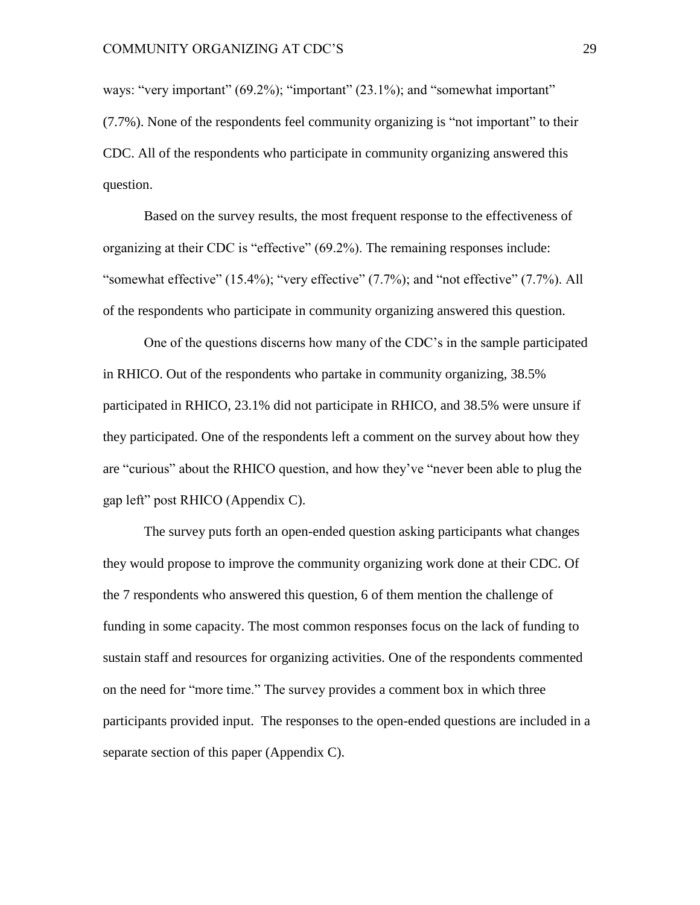ways: "very important" (69.2%); "important" (23.1%); and "somewhat important" (7.7%). None of the respondents feel community organizing is "not important" to their CDC. All of the respondents who participate in community organizing answered this question.

Based on the survey results, the most frequent response to the effectiveness of organizing at their CDC is "effective" (69.2%). The remaining responses include: "somewhat effective" (15.4%); "very effective" (7.7%); and "not effective" (7.7%). All of the respondents who participate in community organizing answered this question.

One of the questions discerns how many of the CDC's in the sample participated in RHICO. Out of the respondents who partake in community organizing, 38.5% participated in RHICO, 23.1% did not participate in RHICO, and 38.5% were unsure if they participated. One of the respondents left a comment on the survey about how they are "curious" about the RHICO question, and how they've "never been able to plug the gap left" post RHICO (Appendix C).

The survey puts forth an open-ended question asking participants what changes they would propose to improve the community organizing work done at their CDC. Of the 7 respondents who answered this question, 6 of them mention the challenge of funding in some capacity. The most common responses focus on the lack of funding to sustain staff and resources for organizing activities. One of the respondents commented on the need for "more time." The survey provides a comment box in which three participants provided input. The responses to the open-ended questions are included in a separate section of this paper (Appendix C).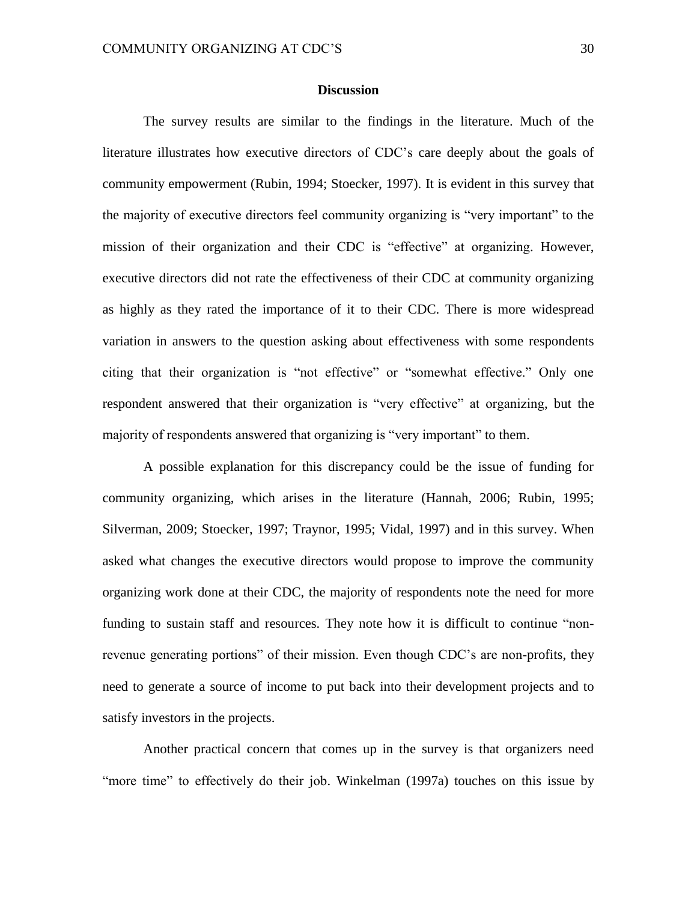## Discussion

The survey results are similar to the findings in the literature. Much of the literature illustrates how executive directors of CDC's care deeply about the goals of community empowerment (Rubin, 1994; Stoecker, 1997). It is evident in this survey that the majority of executive directors feel community organizing is "very important" to the mission of their organization and their CDC is "effective" at organizing. However, executive directors did not rate the effectiveness of their CDC at community organizing as highly as they rated the importance of it to their CDC. There is more widespread variation in answers to the question asking about effectiveness with some respondents citing that their organization is "not effective" or "somewhat effective." Only one respondent answered that their organization is "very effective" at organizing, but the majority of respondents answered that organizing is "very important" to them.

A possible explanation for this discrepancy could be the issue of funding for community organizing, which arises in the literature (Hannah, 2006; Rubin, 1995; Silverman, 2009; Stoecker, 1997; Traynor, 1995; Vidal, 1997) and in this survey. When asked what changes the executive directors would propose to improve the community organizing work done at their CDC, the majority of respondents note the need for more funding to sustain staff and resources. They note how it is difficult to continue "non-revenue generating portions" of their mission. Even though CDC's are non-profits, they need to generate a source of income to put back into their development projects and to satisfy investors in the projects.

Another practical concern that comes up in the survey is that organizers need "more time" to effectively do their job. Winkelman (1997a) touches on this issue by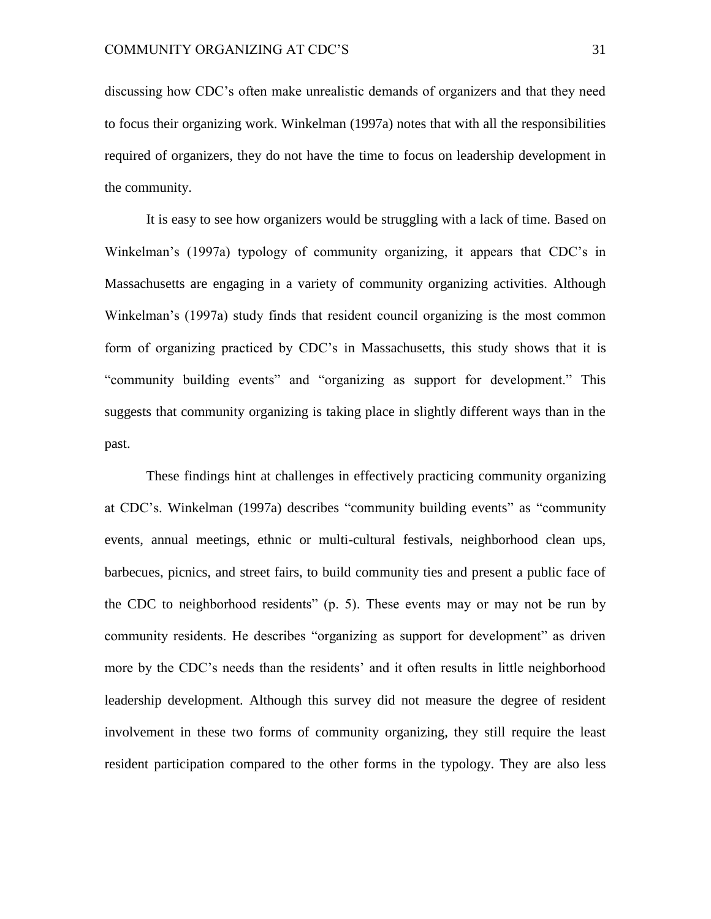discussing how CDC's often make unrealistic demands of organizers and that they need to focus their organizing work. Winkelman (1997a) notes that with all the responsibilities required of organizers, they do not have the time to focus on leadership development in the community.

It is easy to see how organizers would be struggling with a lack of time. Based on Winkelman's (1997a) typology of community organizing, it appears that CDC's in Massachusetts are engaging in a variety of community organizing activities. Although Winkelman's (1997a) study finds that resident council organizing is the most common form of organizing practiced by CDC's in Massachusetts, this study shows that it is "community building events" and "organizing as support for development." This suggests that community organizing is taking place in slightly different ways than in the past.

These findings hint at challenges in effectively practicing community organizing at CDC's. Winkelman (1997a) describes "community building events" as "community events, annual meetings, ethnic or multi-cultural festivals, neighborhood clean ups, barbecues, picnics, and street fairs, to build community ties and present a public face of the CDC to neighborhood residents" (p. 5). These events may or may not be run by community residents. He describes "organizing as support for development" as driven more by the CDC's needs than the residents' and it often results in little neighborhood leadership development. Although this survey did not measure the degree of resident involvement in these two forms of community organizing, they still require the least resident participation compared to the other forms in the typology. They are also less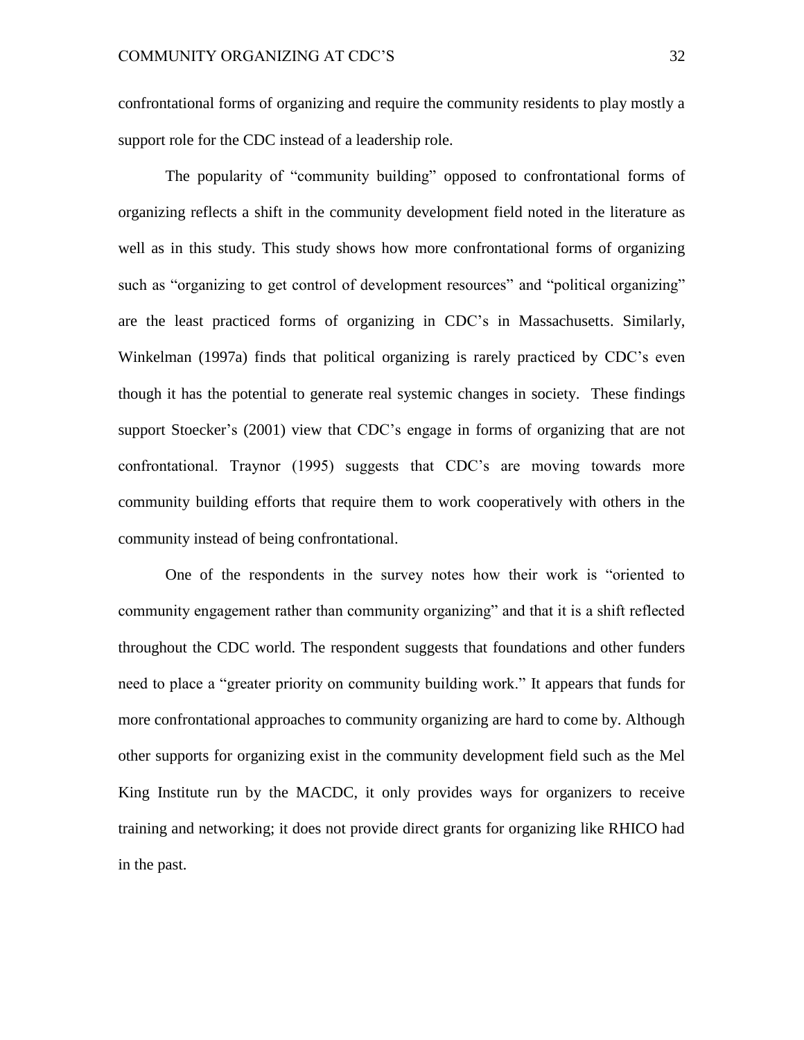confrontational forms of organizing and require the community residents to play mostly a support role for the CDC instead of a leadership role.

The popularity of "community building" opposed to confrontational forms of organizing reflects a shift in the community development field noted in the literature as well as in this study. This study shows how more confrontational forms of organizing such as "organizing to get control of development resources" and "political organizing" are the least practiced forms of organizing in CDC's in Massachusetts. Similarly, Winkelman (1997a) finds that political organizing is rarely practiced by CDC's even though it has the potential to generate real systemic changes in society. These findings support Stoecker's (2001) view that CDC's engage in forms of organizing that are not confrontational. Traynor (1995) suggests that CDC's are moving towards more community building efforts that require them to work cooperatively with others in the community instead of being confrontational.

One of the respondents in the survey notes how their work is "oriented to community engagement rather than community organizing" and that it is a shift reflected throughout the CDC world. The respondent suggests that foundations and other funders need to place a "greater priority on community building work." It appears that funds for more confrontational approaches to community organizing are hard to come by. Although other supports for organizing exist in the community development field such as the Mel King Institute run by the MACDC, it only provides ways for organizers to receive training and networking; it does not provide direct grants for organizing like RHICO had in the past.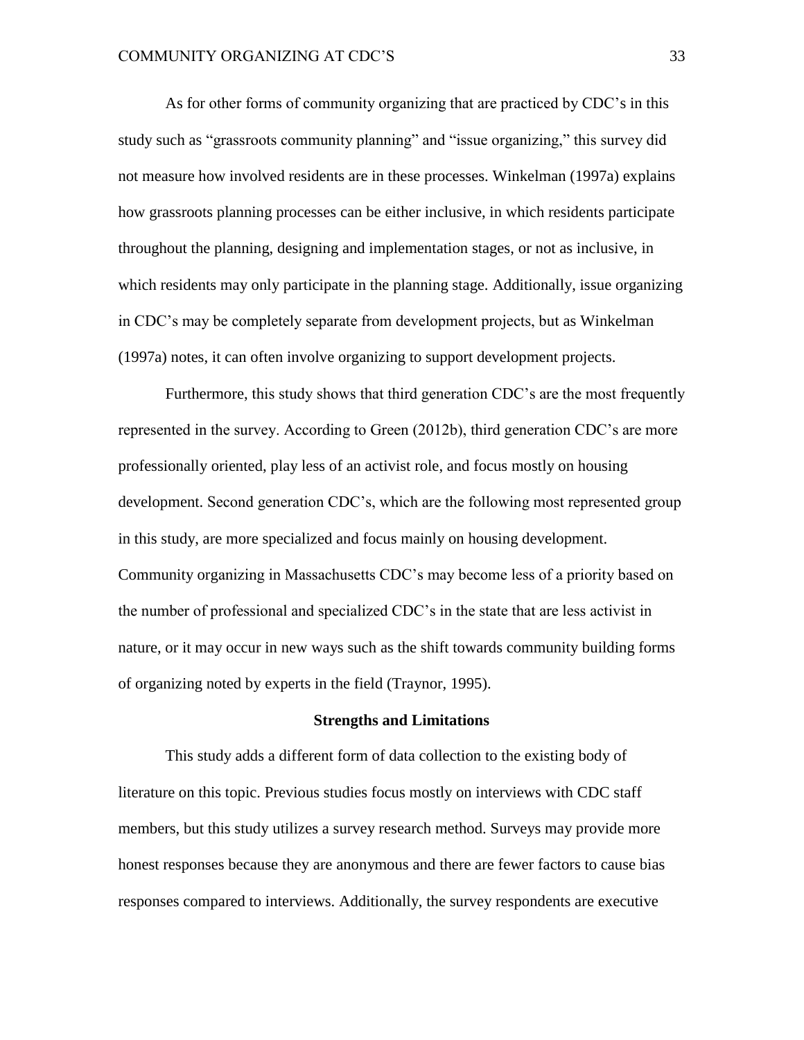As for other forms of community organizing that are practiced by CDC's in this study such as "grassroots community planning" and "issue organizing," this survey did not measure how involved residents are in these processes. Winkelman (1997a) explains how grassroots planning processes can be either inclusive, in which residents participate throughout the planning, designing and implementation stages, or not as inclusive, in which residents may only participate in the planning stage. Additionally, issue organizing in CDC's may be completely separate from development projects, but as Winkelman (1997a) notes, it can often involve organizing to support development projects.

Furthermore, this study shows that third generation CDC's are the most frequently represented in the survey. According to Green (2012b), third generation CDC's are more professionally oriented, play less of an activist role, and focus mostly on housing development. Second generation CDC's, which are the following most represented group in this study, are more specialized and focus mainly on housing development. Community organizing in Massachusetts CDC's may become less of a priority based on the number of professional and specialized CDC's in the state that are less activist in nature, or it may occur in new ways such as the shift towards community building forms of organizing noted by experts in the field (Traynor, 1995).

## Strengths and Limitations

This study adds a different form of data collection to the existing body of literature on this topic. Previous studies focus mostly on interviews with CDC staff members, but this study utilizes a survey research method. Surveys may provide more honest responses because they are anonymous and there are fewer factors to cause bias responses compared to interviews. Additionally, the survey respondents are executive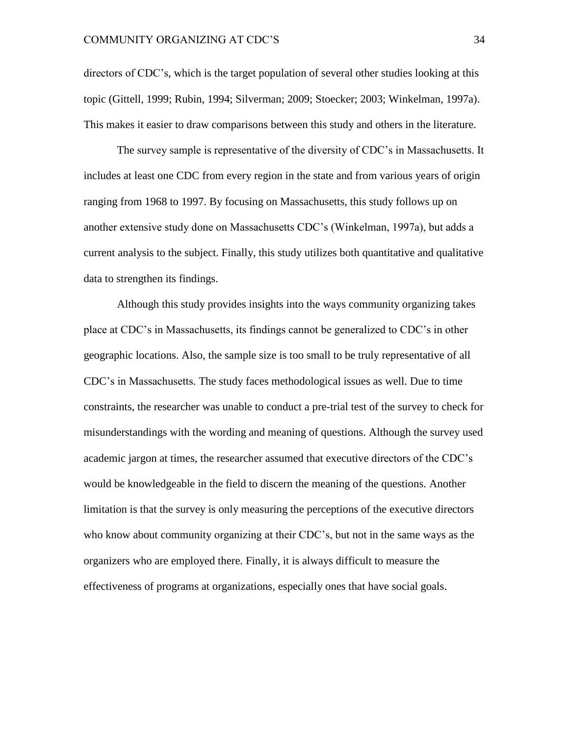directors of CDC's, which is the target population of several other studies looking at this topic (Gittell, 1999; Rubin, 1994; Silverman; 2009; Stoecker; 2003; Winkelman, 1997a). This makes it easier to draw comparisons between this study and others in the literature.

The survey sample is representative of the diversity of CDC's in Massachusetts. It includes at least one CDC from every region in the state and from various years of origin ranging from 1968 to 1997. By focusing on Massachusetts, this study follows up on another extensive study done on Massachusetts CDC's (Winkelman, 1997a), but adds a current analysis to the subject. Finally, this study utilizes both quantitative and qualitative data to strengthen its findings.

Although this study provides insights into the ways community organizing takes place at CDC's in Massachusetts, its findings cannot be generalized to CDC's in other geographic locations. Also, the sample size is too small to be truly representative of all CDC's in Massachusetts. The study faces methodological issues as well. Due to time constraints, the researcher was unable to conduct a pre-trial test of the survey to check for misunderstandings with the wording and meaning of questions. Although the survey used academic jargon at times, the researcher assumed that executive directors of the CDC's would be knowledgeable in the field to discern the meaning of the questions. Another limitation is that the survey is only measuring the perceptions of the executive directors who know about community organizing at their CDC's, but not in the same ways as the organizers who are employed there. Finally, it is always difficult to measure the effectiveness of programs at organizations, especially ones that have social goals.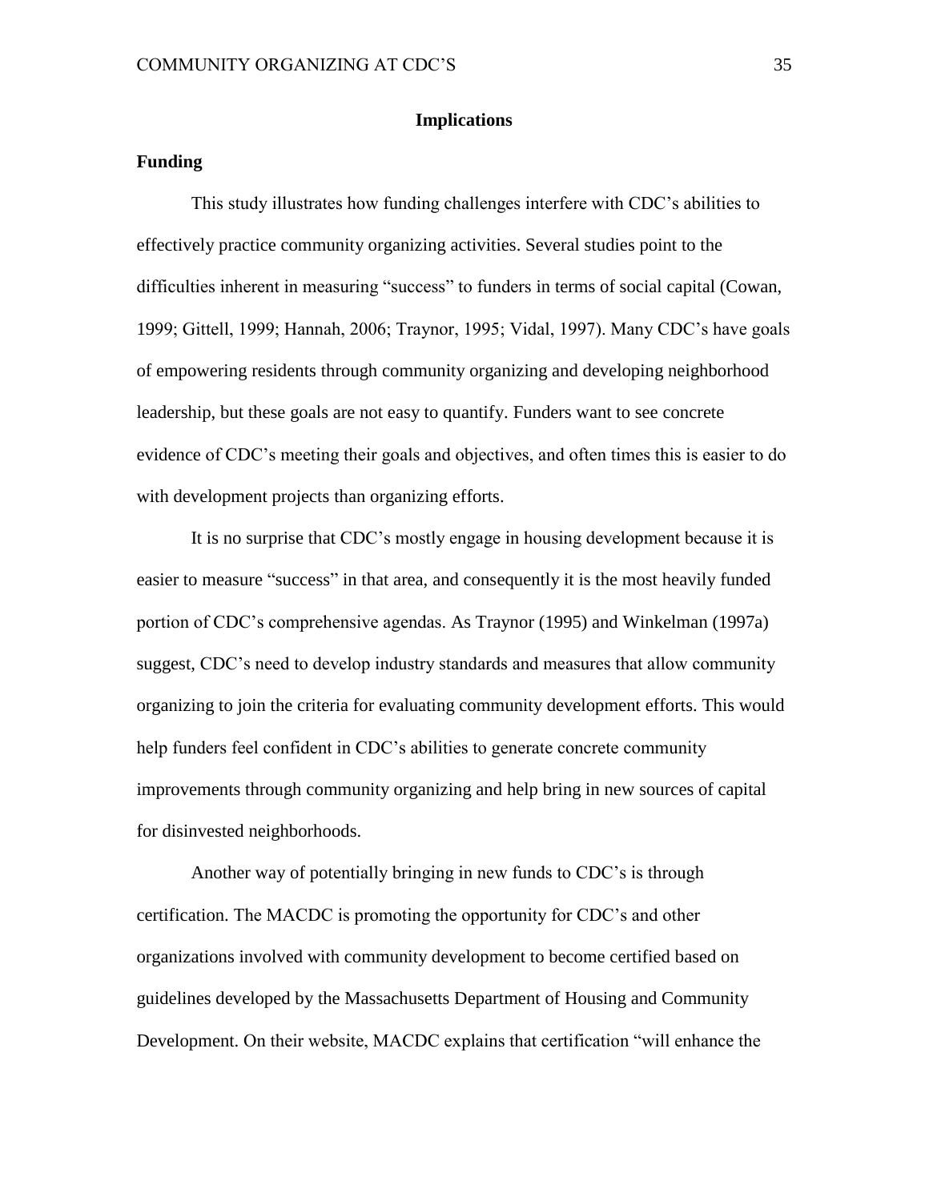## Implications

### Funding

This study illustrates how funding challenges interfere with CDC's abilities to effectively practice community organizing activities. Several studies point to the difficulties inherent in measuring "success" to funders in terms of social capital (Cowan, 1999; Gittell, 1999; Hannah, 2006; Traynor, 1995; Vidal, 1997). Many CDC's have goals of empowering residents through community organizing and developing neighborhood leadership, but these goals are not easy to quantify. Funders want to see concrete evidence of CDC's meeting their goals and objectives, and often times this is easier to do with development projects than organizing efforts.

It is no surprise that CDC's mostly engage in housing development because it is easier to measure "success" in that area, and consequently it is the most heavily funded portion of CDC's comprehensive agendas. As Traynor (1995) and Winkelman (1997a) suggest, CDC's need to develop industry standards and measures that allow community organizing to join the criteria for evaluating community development efforts. This would help funders feel confident in CDC's abilities to generate concrete community improvements through community organizing and help bring in new sources of capital for disinvested neighborhoods.

Another way of potentially bringing in new funds to CDC's is through certification. The MACDC is promoting the opportunity for CDC's and other organizations involved with community development to become certified based on guidelines developed by the Massachusetts Department of Housing and Community Development. On their website, MACDC explains that certification "will enhance the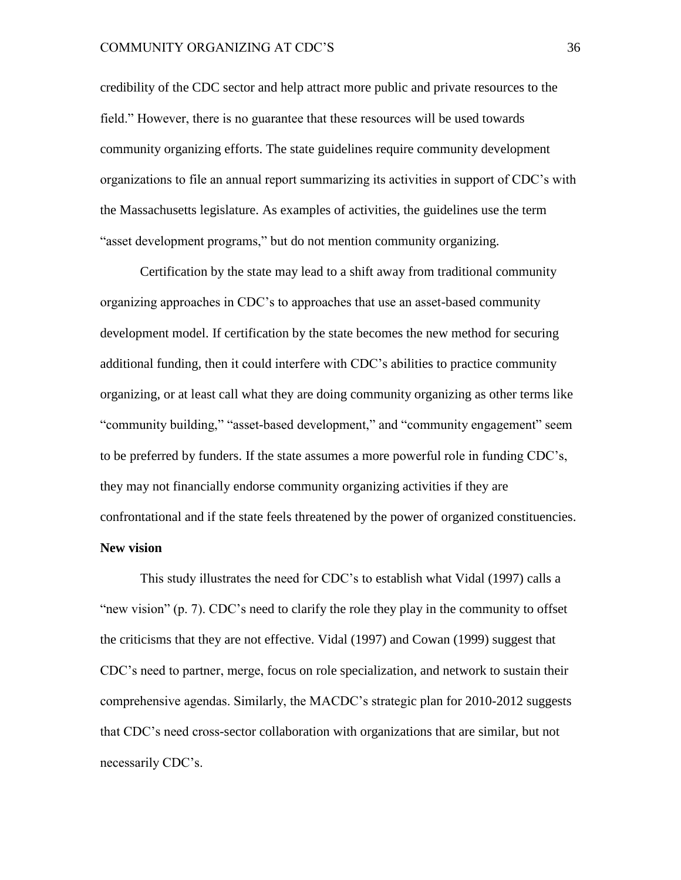credibility of the CDC sector and help attract more public and private resources to the field." However, there is no guarantee that these resources will be used towards community organizing efforts. The state guidelines require community development organizations to file an annual report summarizing its activities in support of CDC's with the Massachusetts legislature. As examples of activities, the guidelines use the term "asset development programs," but do not mention community organizing.

Certification by the state may lead to a shift away from traditional community organizing approaches in CDC's to approaches that use an asset-based community development model. If certification by the state becomes the new method for securing additional funding, then it could interfere with CDC's abilities to practice community organizing, or at least call what they are doing community organizing as other terms like "community building," "asset-based development," and "community engagement" seem to be preferred by funders. If the state assumes a more powerful role in funding CDC's, they may not financially endorse community organizing activities if they are confrontational and if the state feels threatened by the power of organized constituencies.

**New vision**

This study illustrates the need for CDC's to establish what Vidal (1997) calls a "new vision" (p. 7). CDC's need to clarify the role they play in the community to offset the criticisms that they are not effective. Vidal (1997) and Cowan (1999) suggest that CDC's need to partner, merge, focus on role specialization, and network to sustain their comprehensive agendas. Similarly, the MACDC's strategic plan for 2010-2012 suggests that CDC's need cross-sector collaboration with organizations that are similar, but not necessarily CDC's.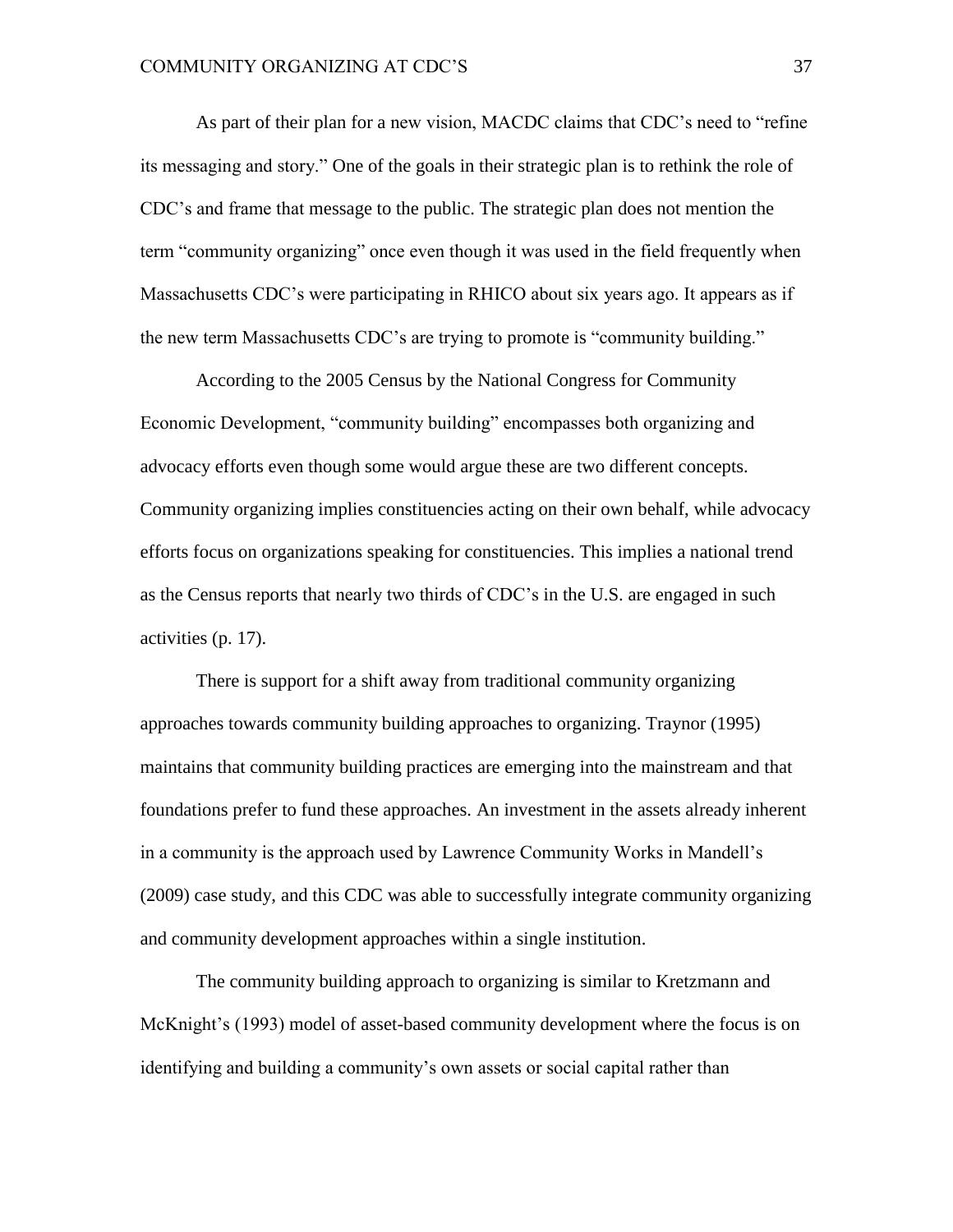As part of their plan for a new vision, MACDC claims that CDC's need to "refine its messaging and story." One of the goals in their strategic plan is to rethink the role of CDC's and frame that message to the public. The strategic plan does not mention the term "community organizing" once even though it was used in the field frequently when Massachusetts CDC's were participating in RHICO about six years ago. It appears as if the new term Massachusetts CDC's are trying to promote is "community building."

According to the 2005 Census by the National Congress for Community Economic Development, "community building" encompasses both organizing and advocacy efforts even though some would argue these are two different concepts. Community organizing implies constituencies acting on their own behalf, while advocacy efforts focus on organizations speaking for constituencies. This implies a national trend as the Census reports that nearly two thirds of CDC's in the U.S. are engaged in such activities (p. 17).

There is support for a shift away from traditional community organizing approaches towards community building approaches to organizing. Traynor (1995) maintains that community building practices are emerging into the mainstream and that foundations prefer to fund these approaches. An investment in the assets already inherent in a community is the approach used by Lawrence Community Works in Mandell's (2009) case study, and this CDC was able to successfully integrate community organizing and community development approaches within a single institution.

The community building approach to organizing is similar to Kretzmann and McKnight's (1993) model of asset-based community development where the focus is on identifying and building a community's own assets or social capital rather than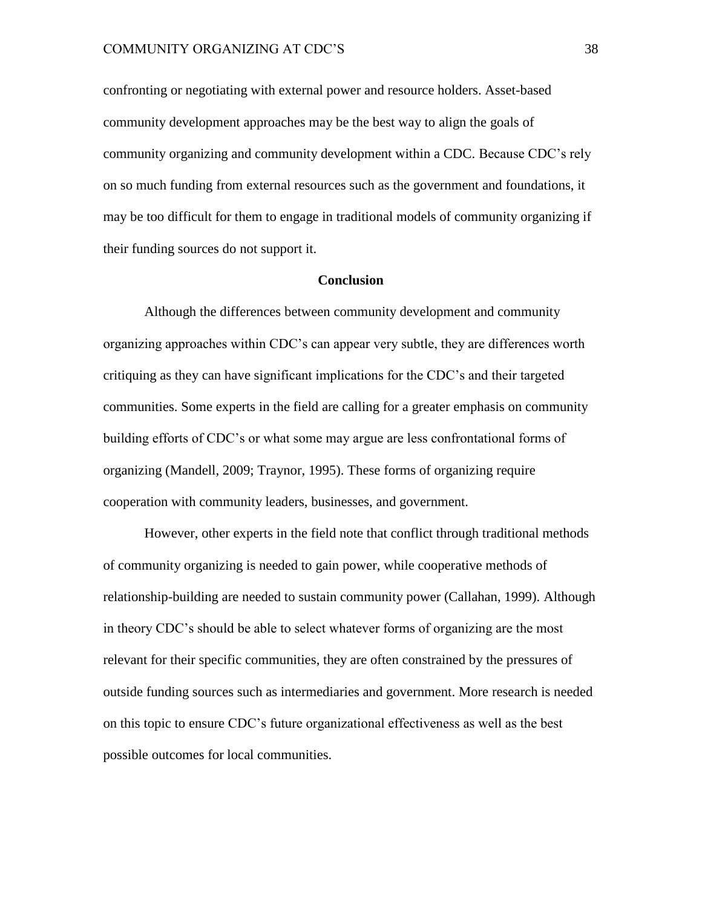confronting or negotiating with external power and resource holders. Asset-based community development approaches may be the best way to align the goals of community organizing and community development within a CDC. Because CDC's rely on so much funding from external resources such as the government and foundations, it may be too difficult for them to engage in traditional models of community organizing if their funding sources do not support it.

## Conclusion

Although the differences between community development and community organizing approaches within CDC's can appear very subtle, they are differences worth critiquing as they can have significant implications for the CDC's and their targeted communities. Some experts in the field are calling for a greater emphasis on community building efforts of CDC's or what some may argue are less confrontational forms of organizing (Mandell, 2009; Traynor, 1995). These forms of organizing require cooperation with community leaders, businesses, and government.

However, other experts in the field note that conflict through traditional methods of community organizing is needed to gain power, while cooperative methods of relationship-building are needed to sustain community power (Callahan, 1999). Although in theory CDC's should be able to select whatever forms of organizing are the most relevant for their specific communities, they are often constrained by the pressures of outside funding sources such as intermediaries and government. More research is needed on this topic to ensure CDC's future organizational effectiveness as well as the best possible outcomes for local communities.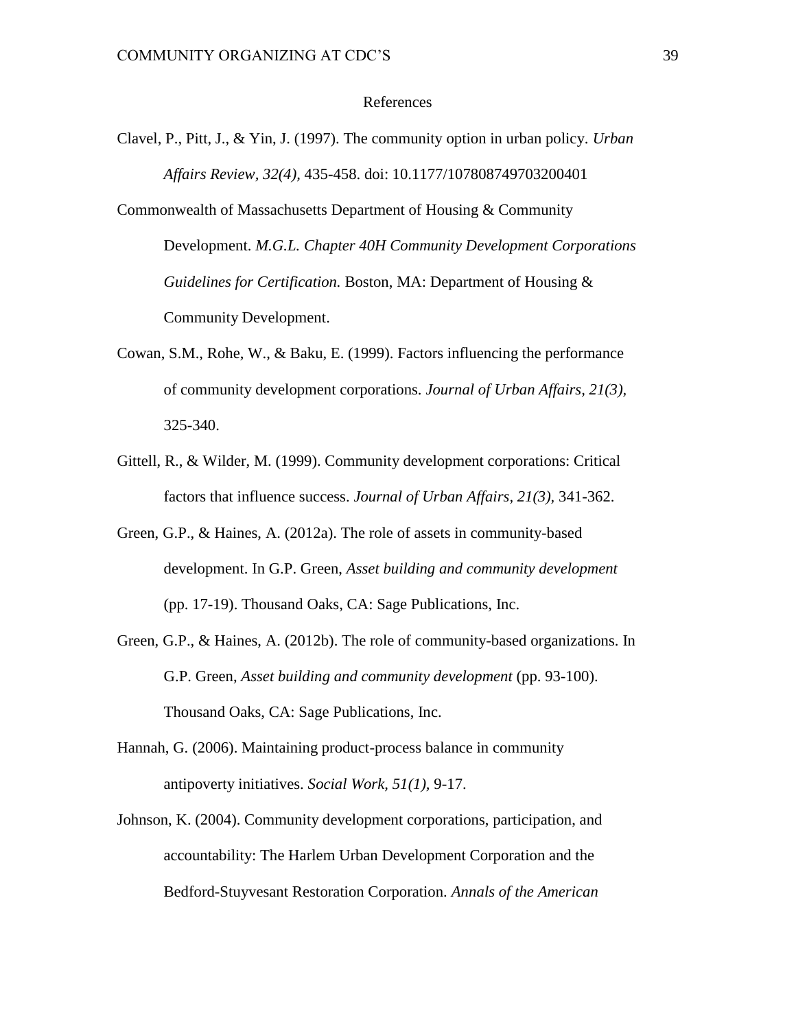# References

Clavel, P., Pitt, J., & Yin, J. (1997). The community option in urban policy. *Urban Affairs Review, 32(4)*, 435-458. doi: 10.1177/107808749703200401

Commonwealth of Massachusetts Department of Housing & Community Development. *M.G.L. Chapter 40H Community Development Corporations Guidelines for Certification.* Boston, MA: Department of Housing & Community Development.

Cowan, S.M., Rohe, W., & Baku, E. (1999). Factors influencing the performance of community development corporations. *Journal of Urban Affairs, 21(3)*, 325-340.

Gittell, R., & Wilder, M. (1999). Community development corporations: Critical factors that influence success. *Journal of Urban Affairs, 21(3)*, 341-362.

Green, G.P., & Haines, A. (2012a). The role of assets in community-based development. In G.P. Green, *Asset building and community development* (pp. 17-19). Thousand Oaks, CA: Sage Publications, Inc.

Green, G.P., & Haines, A. (2012b). The role of community-based organizations. In G.P. Green, *Asset building and community development* (pp. 93-100). Thousand Oaks, CA: Sage Publications, Inc.

Hannah, G. (2006). Maintaining product-process balance in community antipoverty initiatives. *Social Work, 51(1)*, 9-17.

Johnson, K. (2004). Community development corporations, participation, and accountability: The Harlem Urban Development Corporation and the Bedford-Stuyvesant Restoration Corporation. *Annals of the American*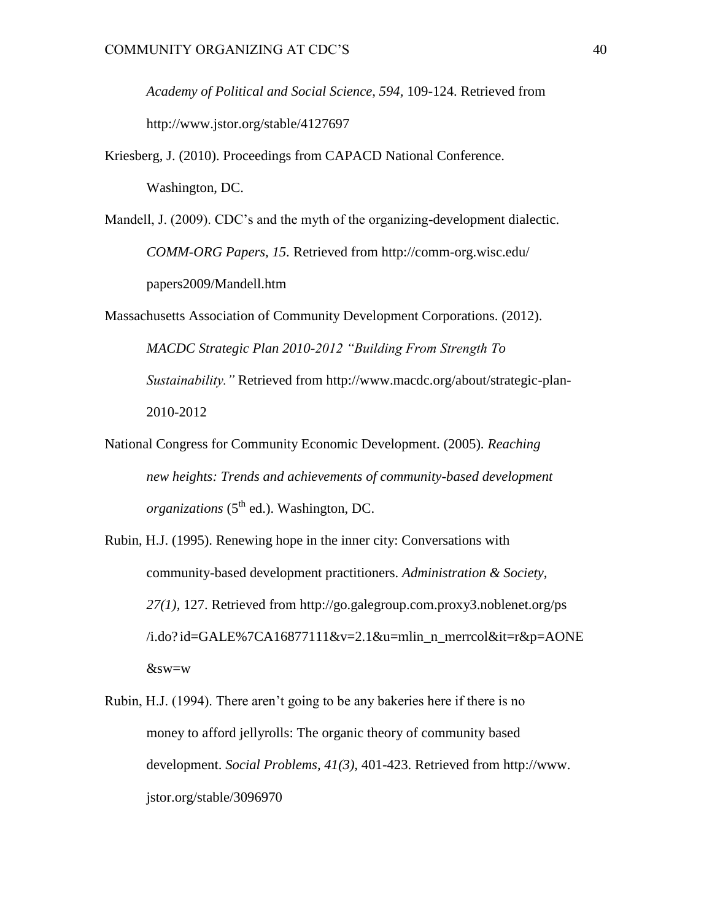*Academy of Political and Social Science, 594,* 109-124. Retrieved from http://www.jstor.org/stable/4127697

Kriesberg, J. (2010). Proceedings from CAPACD National Conference. Washington, DC.

Mandell, J. (2009). CDC's and the myth of the organizing-development dialectic. *COMM-ORG Papers, 15.* Retrieved from http://comm-org.wisc.edu/papers2009/Mandell.htm

Massachusetts Association of Community Development Corporations. (2012). *MACDC Strategic Plan 2010-2012 "Building From Strength To Sustainability."* Retrieved from http://www.macdc.org/about/strategic-plan-2010-2012

National Congress for Community Economic Development. (2005). *Reaching new heights: Trends and achievements of community-based development organizations* (5th ed.). Washington, DC.

Rubin, H.J. (1995). Renewing hope in the inner city: Conversations with community-based development practitioners. *Administration & Society, 27(1),* 127. Retrieved from http://go.galegroup.com.proxy3.noblenet.org/ps/i.do?id=GALE%7CA16877111&v=2.1&u=mlin_n_merrcol&it=r&p=AONE&sw=w

Rubin, H.J. (1994). There aren't going to be any bakeries here if there is no money to afford jellyrolls: The organic theory of community based development. *Social Problems, 41(3),* 401-423. Retrieved from http://www.jstor.org/stable/3096970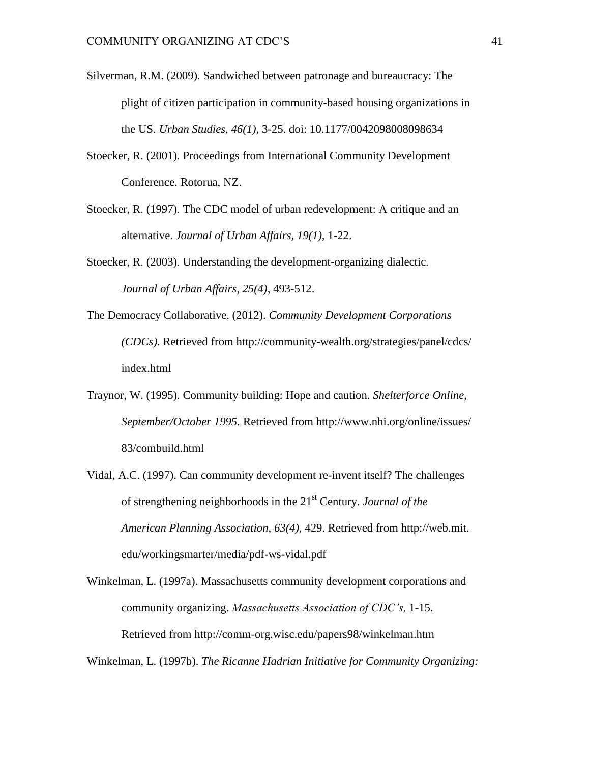Silverman, R.M. (2009). Sandwiched between patronage and bureaucracy: The plight of citizen participation in community-based housing organizations in the US. *Urban Studies, 46(1)*, 3-25. doi: 10.1177/0042098008098634

Stoecker, R. (2001). Proceedings from International Community Development Conference. Rotorua, NZ.

Stoecker, R. (1997). The CDC model of urban redevelopment: A critique and an alternative. *Journal of Urban Affairs, 19(1)*, 1-22.

Stoecker, R. (2003). Understanding the development-organizing dialectic. *Journal of Urban Affairs, 25(4)*, 493-512.

The Democracy Collaborative. (2012). *Community Development Corporations (CDCs).* Retrieved from http://community-wealth.org/strategies/panel/cdcs/index.html

Traynor, W. (1995). Community building: Hope and caution. *Shelterforce Online, September/October 1995.* Retrieved from http://www.nhi.org/online/issues/83/combuild.html

Vidal, A.C. (1997). Can community development re-invent itself? The challenges of strengthening neighborhoods in the 21st Century. *Journal of the American Planning Association, 63(4)*, 429. Retrieved from http://web.mit.edu/workingsmarter/media/pdf-ws-vidal.pdf

Winkelman, L. (1997a). Massachusetts community development corporations and community organizing. *Massachusetts Association of CDC's,* 1-15. Retrieved from http://comm-org.wisc.edu/papers98/winkelman.htm

Winkelman, L. (1997b). *The Ricanne Hadrian Initiative for Community Organizing:*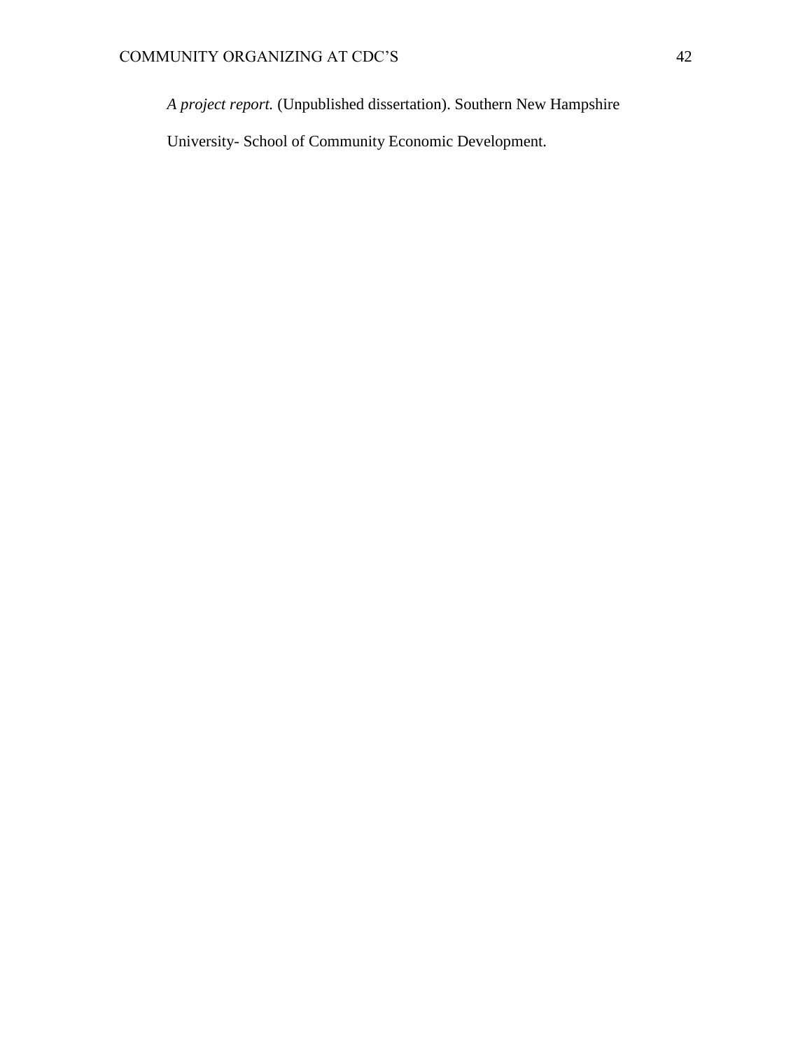*A project report.* (Unpublished dissertation). Southern New Hampshire University- School of Community Economic Development.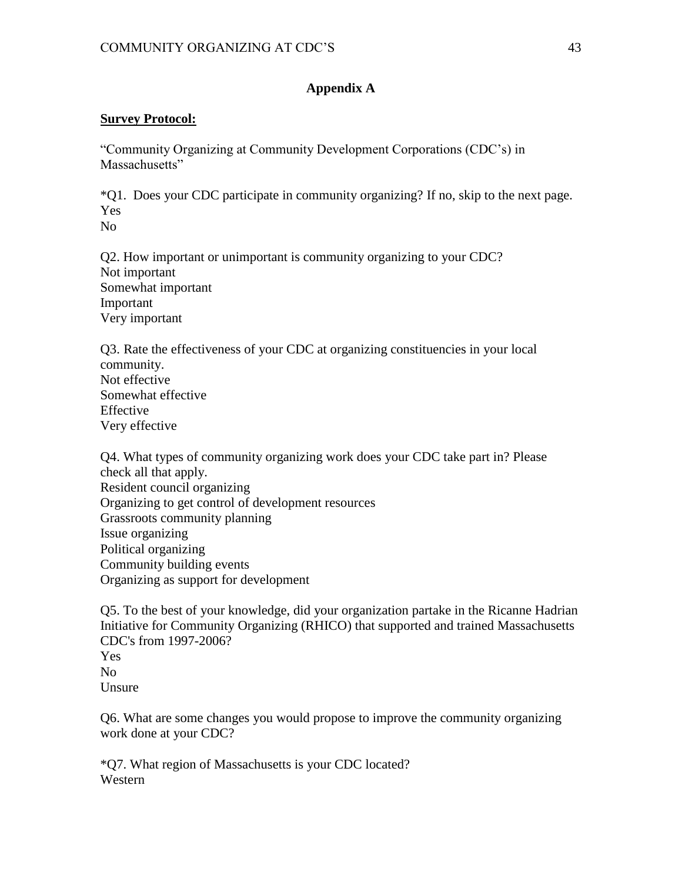## Appendix A

**Survey Protocol:**

"Community Organizing at Community Development Corporations (CDC's) in Massachusetts"

*Q1. Does your CDC participate in community organizing? If no, skip to the next page.
Yes
No

Q2. How important or unimportant is community organizing to your CDC?
Not important
Somewhat important
Important
Very important

Q3. Rate the effectiveness of your CDC at organizing constituencies in your local community.
Not effective
Somewhat effective
Effective
Very effective

Q4. What types of community organizing work does your CDC take part in? Please check all that apply.
Resident council organizing
Organizing to get control of development resources
Grassroots community planning
Issue organizing
Political organizing
Community building events
Organizing as support for development

Q5. To the best of your knowledge, did your organization partake in the Ricanne Hadrian Initiative for Community Organizing (RHICO) that supported and trained Massachusetts CDC's from 1997-2006?
Yes
No
Unsure

Q6. What are some changes you would propose to improve the community organizing work done at your CDC?

*Q7. What region of Massachusetts is your CDC located?
Western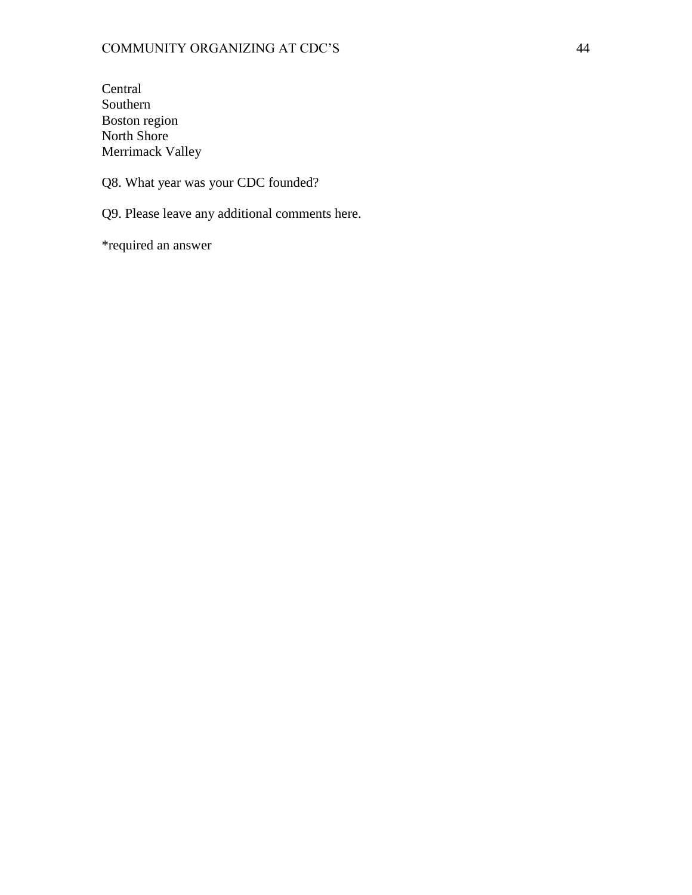Central
Southern
Boston region
North Shore
Merrimack Valley

Q8. What year was your CDC founded?

Q9. Please leave any additional comments here.

*required an answer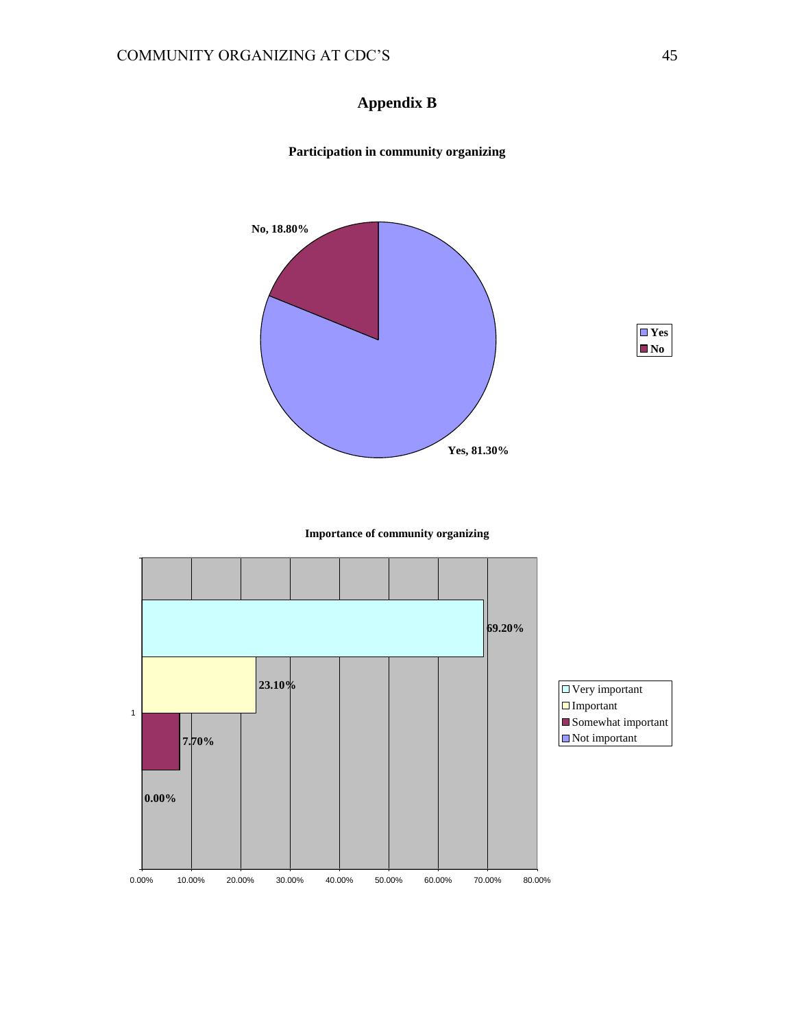# Appendix B

**Participation in community organizing**

| Response | Percentage |
|---|---|
| Yes | 81.30% |
| No | 18.80% |

**Importance of community organizing**

| Response | Percentage |
|---|---|
| Very important | 69.20% |
| Important | 23.10% |
| Somewhat important | 7.70% |
| Not important | 0.00% |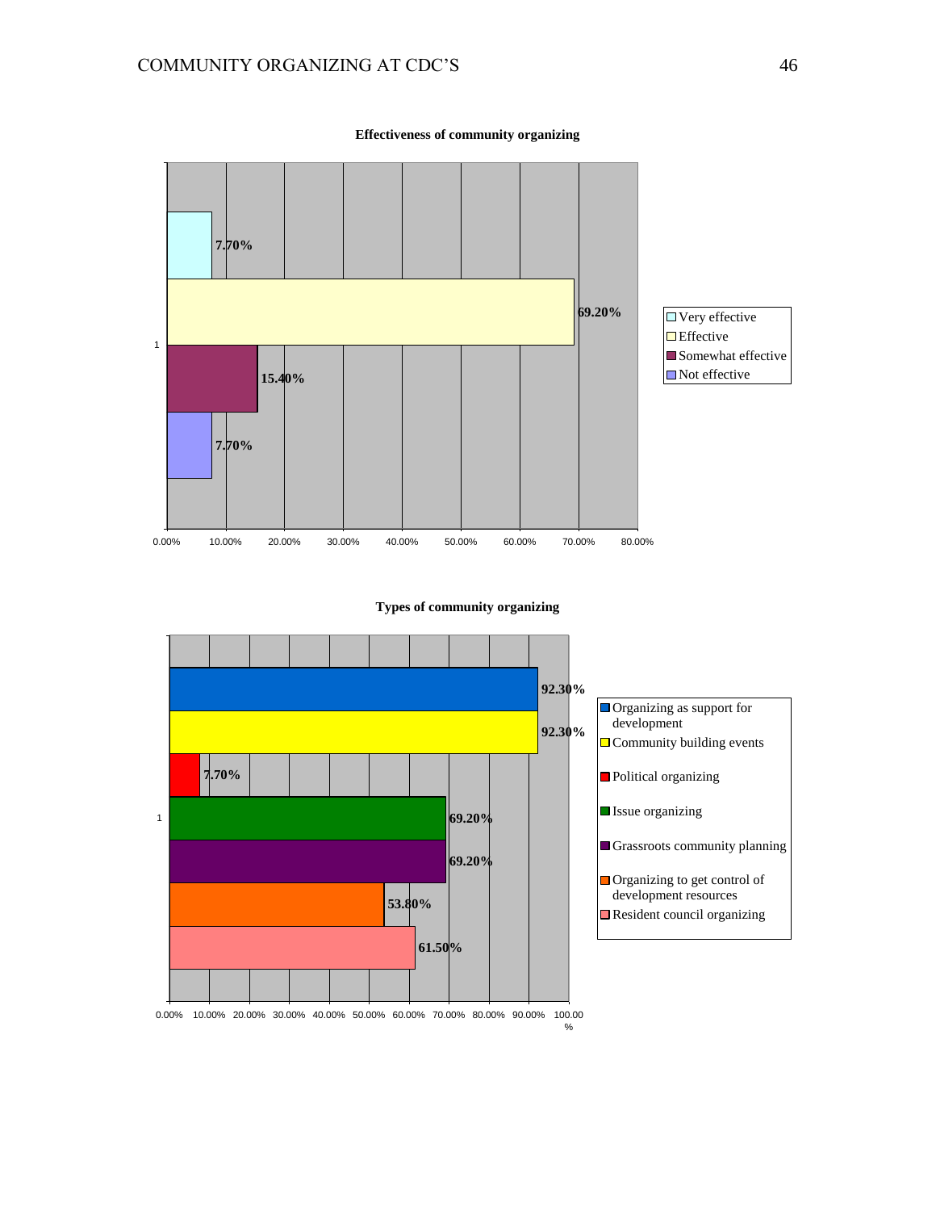**Effectiveness of community organizing**

| Category | Percentage |
| --- | --- |
| Very effective | 7.70% |
| Effective | 69.20% |
| Somewhat effective | 15.40% |
| Not effective | 7.70% |

**Types of community organizing**

| Category | Percentage |
| --- | --- |
| Organizing as support for development | 92.30% |
| Community building events | 92.30% |
| Political organizing | 7.70% |
| Issue organizing | 69.20% |
| Grassroots community planning | 69.20% |
| Organizing to get control of development resources | 53.80% |
| Resident council organizing | 61.50% |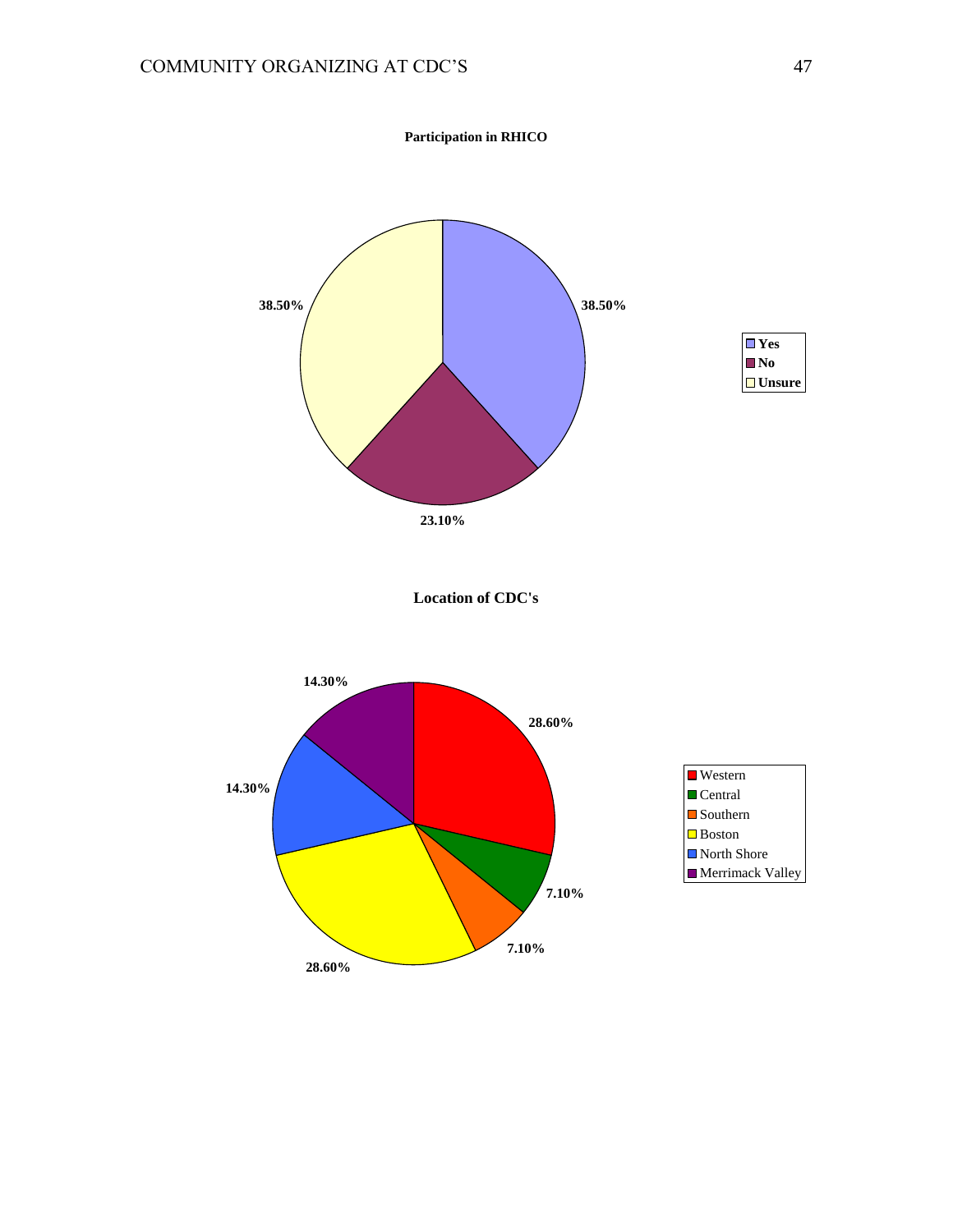**Participation in RHICO**

| Response | Percentage |
|---|---|
| Yes | 38.50% |
| No | 23.10% |
| Unsure | 38.50% |

**Location of CDC's**

| Location | Percentage |
|---|---|
| Western | 28.60% |
| Central | 7.10% |
| Southern | 7.10% |
| Boston | 28.60% |
| North Shore | 14.30% |
| Merrimack Valley | 14.30% |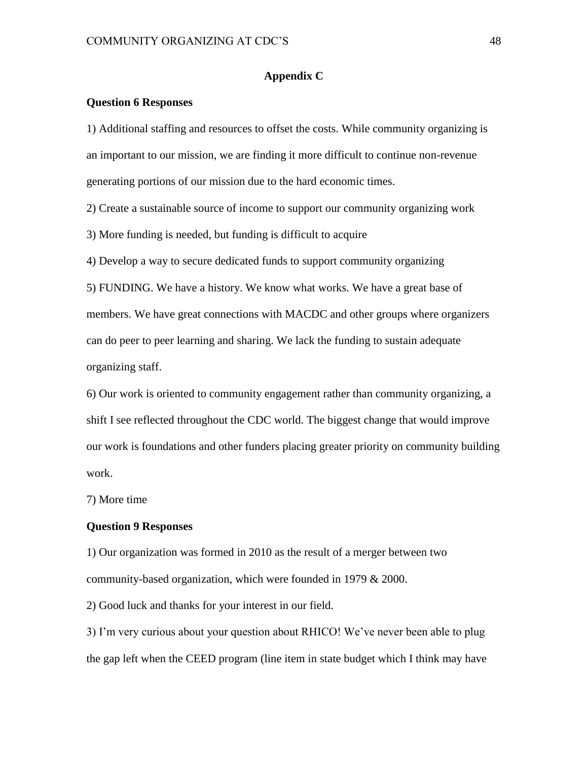## Appendix C

**Question 6 Responses**

1) Additional staffing and resources to offset the costs. While community organizing is an important to our mission, we are finding it more difficult to continue non-revenue generating portions of our mission due to the hard economic times.

2) Create a sustainable source of income to support our community organizing work

3) More funding is needed, but funding is difficult to acquire

4) Develop a way to secure dedicated funds to support community organizing

5) FUNDING. We have a history. We know what works. We have a great base of members. We have great connections with MACDC and other groups where organizers can do peer to peer learning and sharing. We lack the funding to sustain adequate organizing staff.

6) Our work is oriented to community engagement rather than community organizing, a shift I see reflected throughout the CDC world. The biggest change that would improve our work is foundations and other funders placing greater priority on community building work.

7) More time

**Question 9 Responses**

1) Our organization was formed in 2010 as the result of a merger between two community-based organization, which were founded in 1979 & 2000.

2) Good luck and thanks for your interest in our field.

3) I'm very curious about your question about RHICO! We've never been able to plug the gap left when the CEED program (line item in state budget which I think may have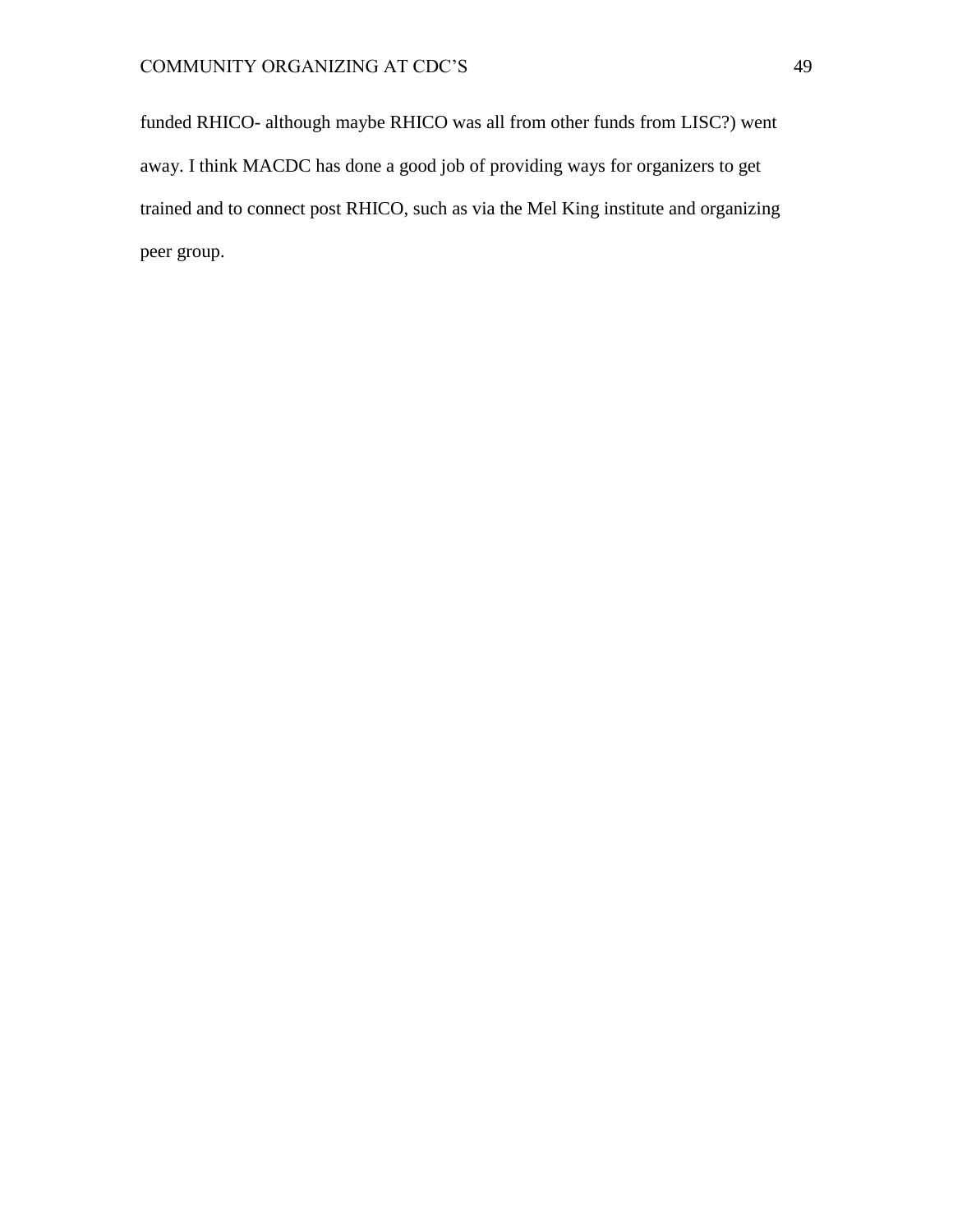funded RHICO- although maybe RHICO was all from other funds from LISC?) went away. I think MACDC has done a good job of providing ways for organizers to get trained and to connect post RHICO, such as via the Mel King institute and organizing peer group.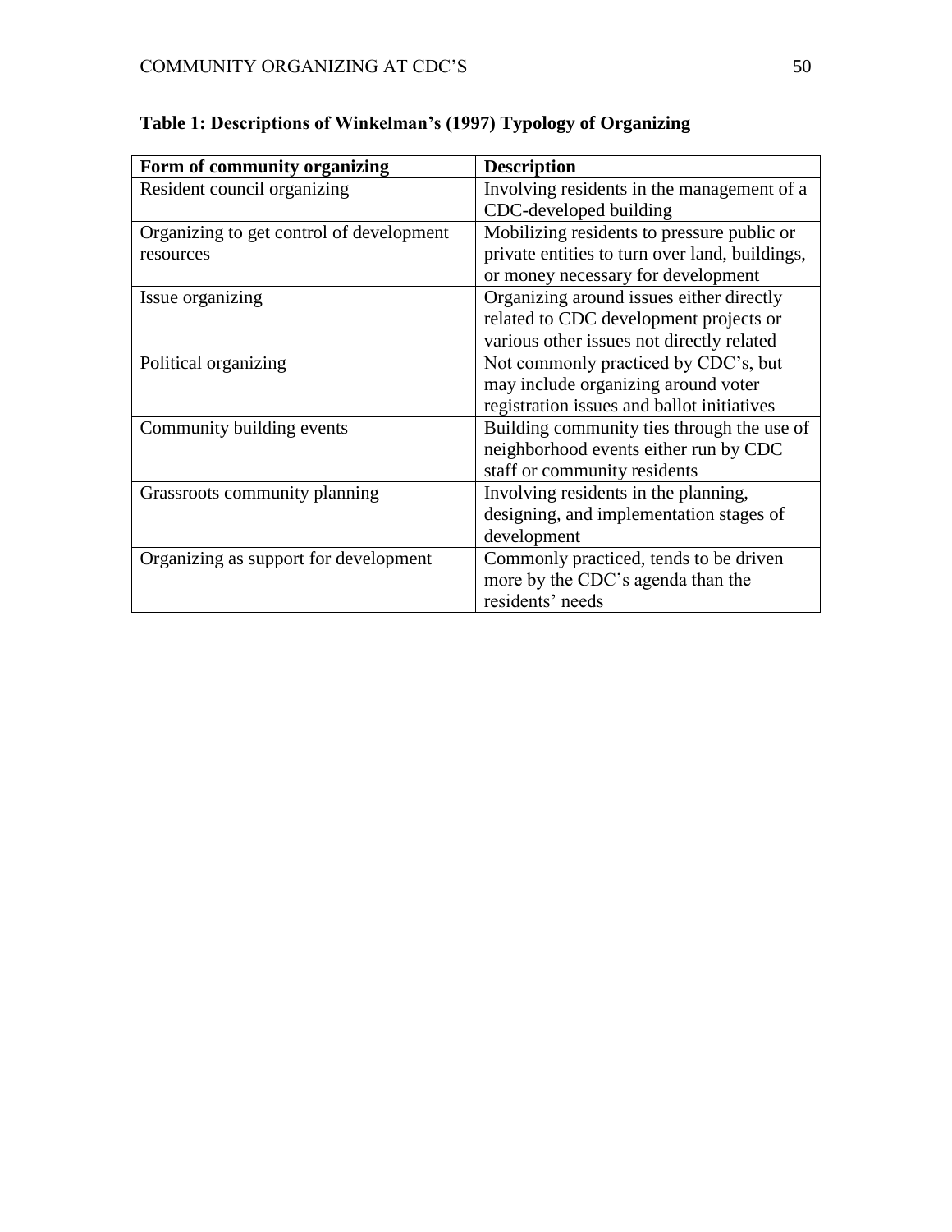**Table 1: Descriptions of Winkelman's (1997) Typology of Organizing**

| Form of community organizing | Description |
| --- | --- |
| Resident council organizing | Involving residents in the management of a CDC-developed building |
| Organizing to get control of development resources | Mobilizing residents to pressure public or private entities to turn over land, buildings, or money necessary for development |
| Issue organizing | Organizing around issues either directly related to CDC development projects or various other issues not directly related |
| Political organizing | Not commonly practiced by CDC's, but may include organizing around voter registration issues and ballot initiatives |
| Community building events | Building community ties through the use of neighborhood events either run by CDC staff or community residents |
| Grassroots community planning | Involving residents in the planning, designing, and implementation stages of development |
| Organizing as support for development | Commonly practiced, tends to be driven more by the CDC's agenda than the residents' needs |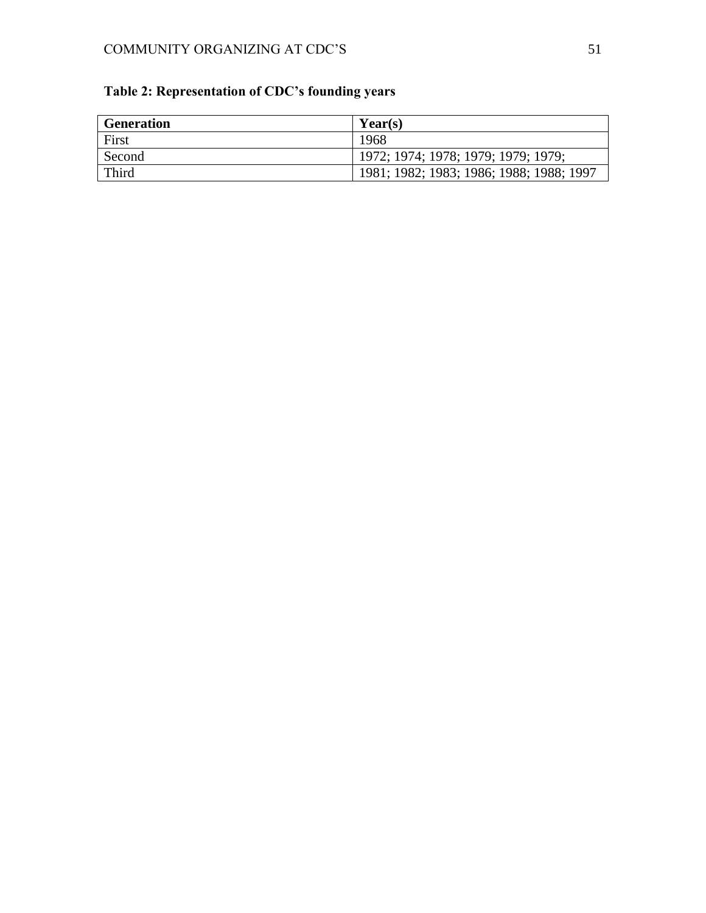**Table 2: Representation of CDC's founding years**

| Generation | Year(s) |
| --- | --- |
| First | 1968 |
| Second | 1972; 1974; 1978; 1979; 1979; 1979; |
| Third | 1981; 1982; 1983; 1986; 1988; 1988; 1997 |